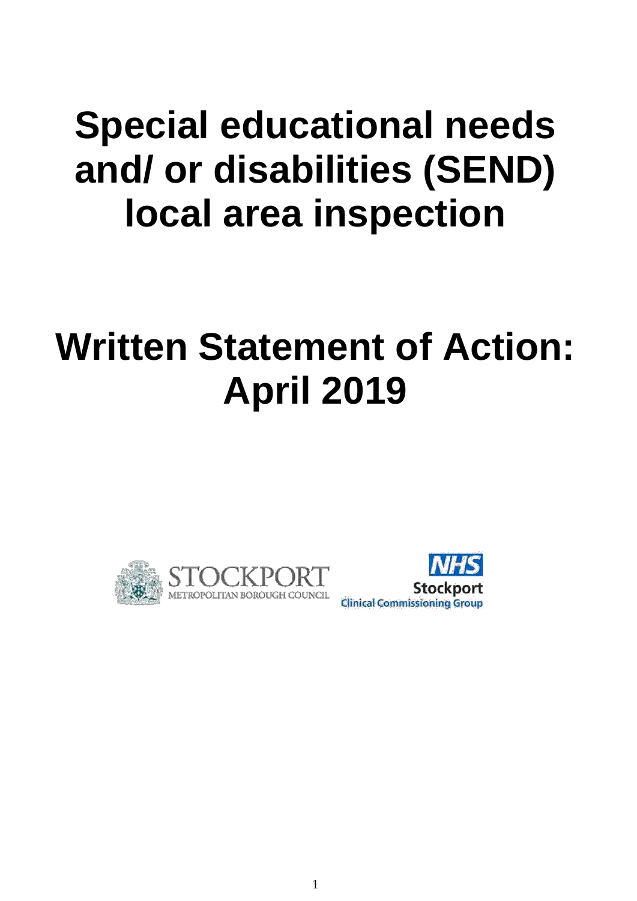# Special educational needs and/ or disabilities (SEND) local area inspection

# Written Statement of Action: April 2019

STOCKPORT
METROPOLITAN BOROUGH COUNCIL

NHS
Stockport
Clinical Commissioning Group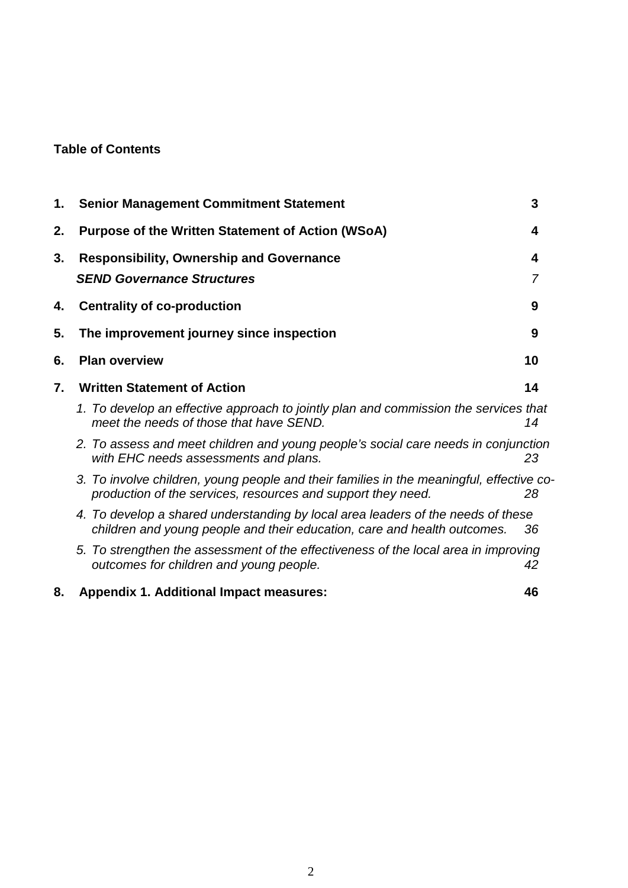**Table of Contents**

| | | |
|---|---|---|
| **1.** | **Senior Management Commitment Statement** | **3** |
| **2.** | **Purpose of the Written Statement of Action (WSoA)** | **4** |
| **3.** | **Responsibility, Ownership and Governance** | **4** |
| | ***SEND Governance Structures*** | *7* |
| **4.** | **Centrality of co-production** | **9** |
| **5.** | **The improvement journey since inspection** | **9** |
| **6.** | **Plan overview** | **10** |
| **7.** | **Written Statement of Action** | **14** |
| | *1. To develop an effective approach to jointly plan and commission the services that meet the needs of those that have SEND.* | *14* |
| | *2. To assess and meet children and young people's social care needs in conjunction with EHC needs assessments and plans.* | *23* |
| | *3. To involve children, young people and their families in the meaningful, effective co-production of the services, resources and support they need.* | *28* |
| | *4. To develop a shared understanding by local area leaders of the needs of these children and young people and their education, care and health outcomes.* | *36* |
| | *5. To strengthen the assessment of the effectiveness of the local area in improving outcomes for children and young people.* | *42* |
| **8.** | **Appendix 1. Additional Impact measures:** | **46** |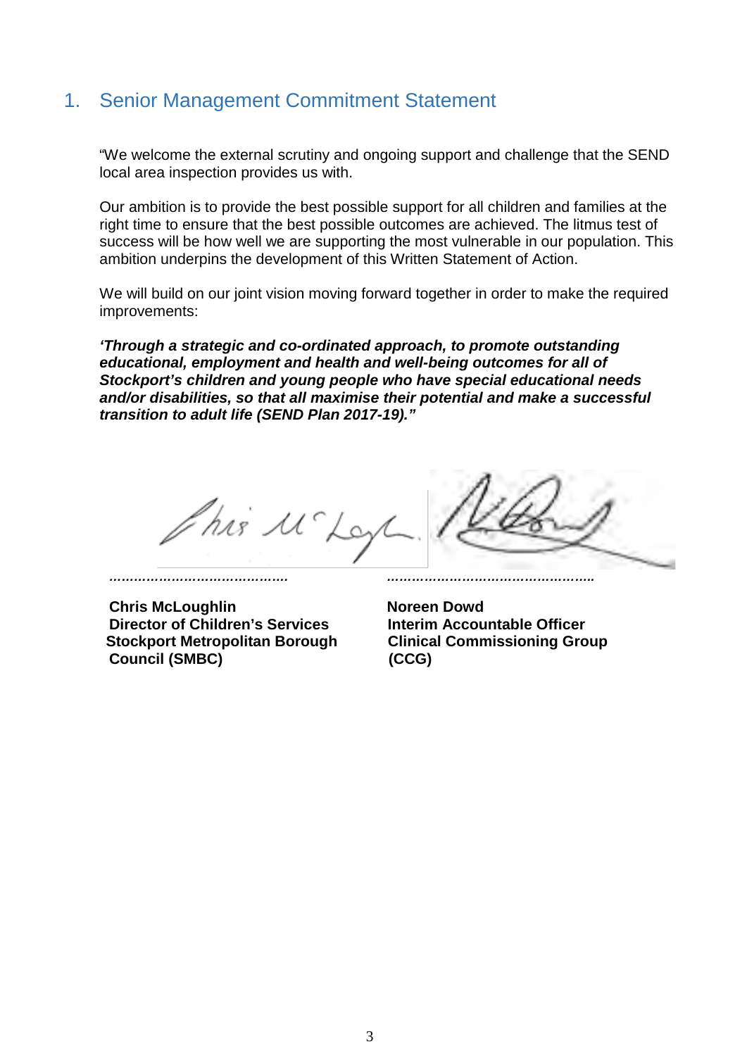## 1. Senior Management Commitment Statement

"We welcome the external scrutiny and ongoing support and challenge that the SEND local area inspection provides us with.

Our ambition is to provide the best possible support for all children and families at the right time to ensure that the best possible outcomes are achieved. The litmus test of success will be how well we are supporting the most vulnerable in our population. This ambition underpins the development of this Written Statement of Action.

We will build on our joint vision moving forward together in order to make the required improvements:

***'Through a strategic and co-ordinated approach, to promote outstanding educational, employment and health and well-being outcomes for all of Stockport's children and young people who have special educational needs and/or disabilities, so that all maximise their potential and make a successful transition to adult life (SEND Plan 2017-19)."***

……………………………………

**Chris McLoughlin**
**Director of Children's Services**
**Stockport Metropolitan Borough Council (SMBC)**

…………………………………………

**Noreen Dowd**
**Interim Accountable Officer**
**Clinical Commissioning Group (CCG)**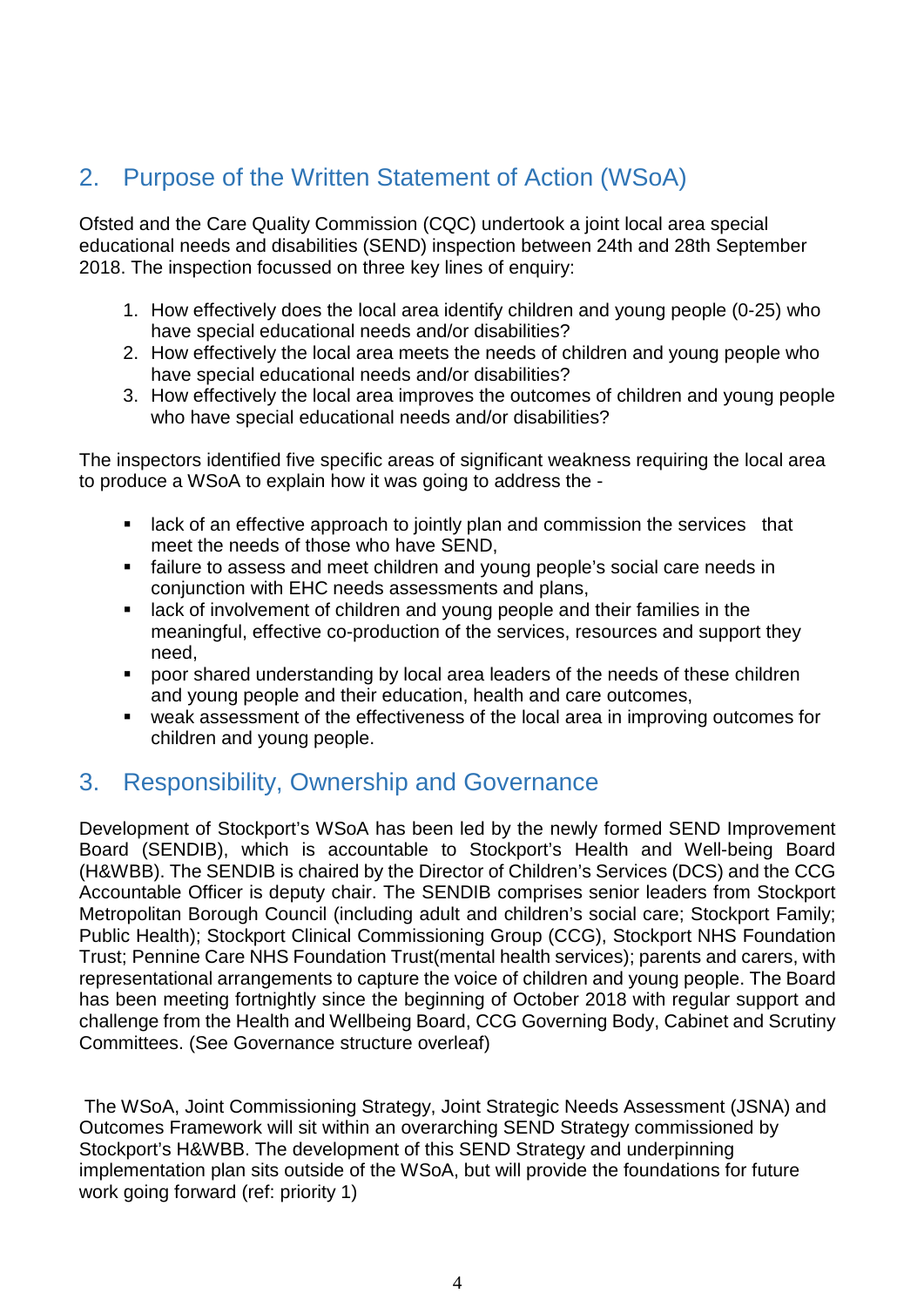## 2. Purpose of the Written Statement of Action (WSoA)

Ofsted and the Care Quality Commission (CQC) undertook a joint local area special educational needs and disabilities (SEND) inspection between 24th and 28th September 2018. The inspection focussed on three key lines of enquiry:

1. How effectively does the local area identify children and young people (0-25) who have special educational needs and/or disabilities?
2. How effectively the local area meets the needs of children and young people who have special educational needs and/or disabilities?
3. How effectively the local area improves the outcomes of children and young people who have special educational needs and/or disabilities?

The inspectors identified five specific areas of significant weakness requiring the local area to produce a WSoA to explain how it was going to address the -

- lack of an effective approach to jointly plan and commission the services that meet the needs of those who have SEND,
- failure to assess and meet children and young people's social care needs in conjunction with EHC needs assessments and plans,
- lack of involvement of children and young people and their families in the meaningful, effective co-production of the services, resources and support they need,
- poor shared understanding by local area leaders of the needs of these children and young people and their education, health and care outcomes,
- weak assessment of the effectiveness of the local area in improving outcomes for children and young people.

## 3. Responsibility, Ownership and Governance

Development of Stockport's WSoA has been led by the newly formed SEND Improvement Board (SENDIB), which is accountable to Stockport's Health and Well-being Board (H&WBB). The SENDIB is chaired by the Director of Children's Services (DCS) and the CCG Accountable Officer is deputy chair. The SENDIB comprises senior leaders from Stockport Metropolitan Borough Council (including adult and children's social care; Stockport Family; Public Health); Stockport Clinical Commissioning Group (CCG), Stockport NHS Foundation Trust; Pennine Care NHS Foundation Trust(mental health services); parents and carers, with representational arrangements to capture the voice of children and young people. The Board has been meeting fortnightly since the beginning of October 2018 with regular support and challenge from the Health and Wellbeing Board, CCG Governing Body, Cabinet and Scrutiny Committees. (See Governance structure overleaf)

The WSoA, Joint Commissioning Strategy, Joint Strategic Needs Assessment (JSNA) and Outcomes Framework will sit within an overarching SEND Strategy commissioned by Stockport's H&WBB. The development of this SEND Strategy and underpinning implementation plan sits outside of the WSoA, but will provide the foundations for future work going forward (ref: priority 1)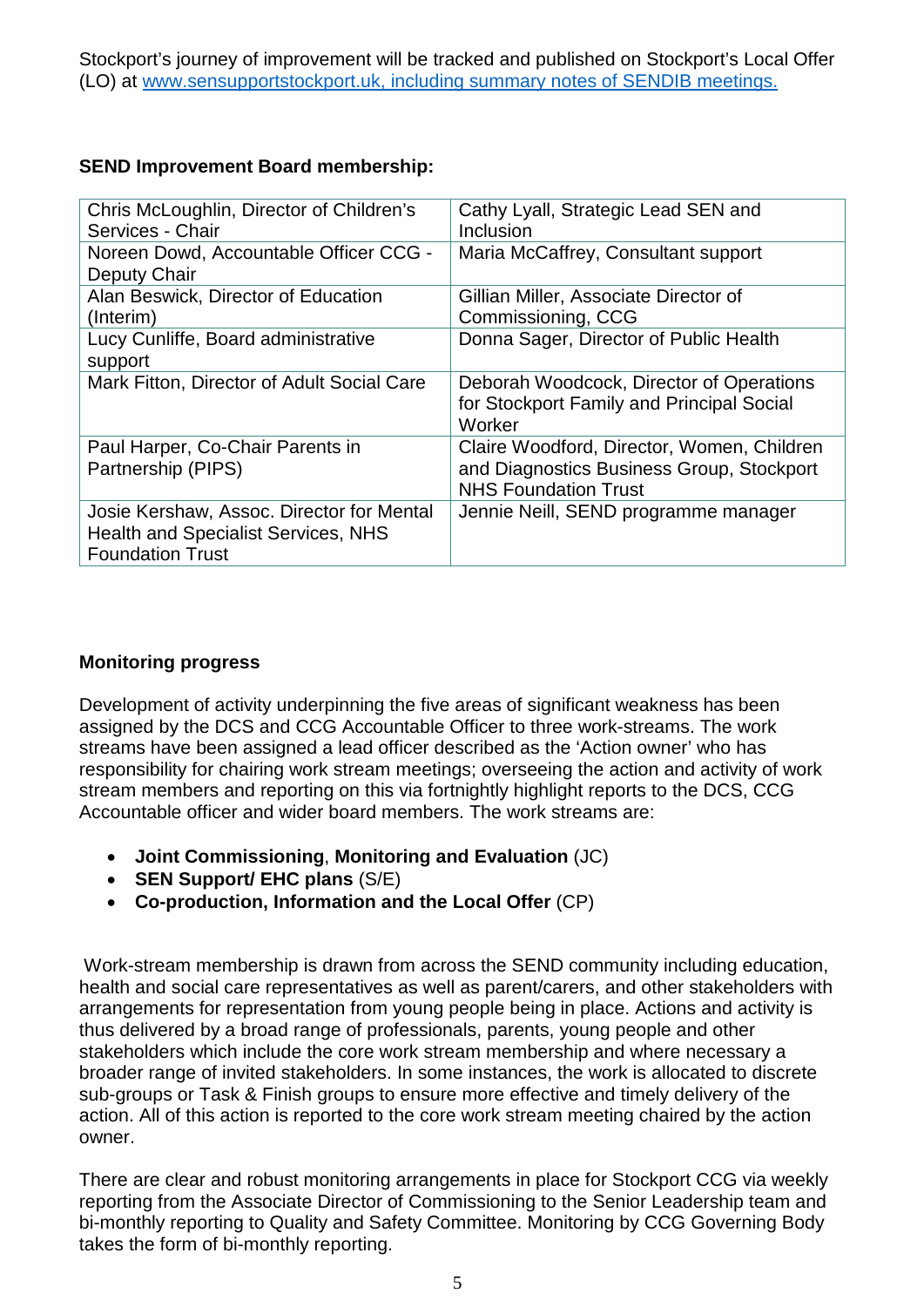Stockport's journey of improvement will be tracked and published on Stockport's Local Offer (LO) at [www.sensupportstockport.uk, including summary notes of SENDIB meetings.](http://www.sensupportstockport.uk)

**SEND Improvement Board membership:**

| | |
|---|---|
| Chris McLoughlin, Director of Children's Services - Chair | Cathy Lyall, Strategic Lead SEN and Inclusion |
| Noreen Dowd, Accountable Officer CCG - Deputy Chair | Maria McCaffrey, Consultant support |
| Alan Beswick, Director of Education (Interim) | Gillian Miller, Associate Director of Commissioning, CCG |
| Lucy Cunliffe, Board administrative support | Donna Sager, Director of Public Health |
| Mark Fitton, Director of Adult Social Care | Deborah Woodcock, Director of Operations for Stockport Family and Principal Social Worker |
| Paul Harper, Co-Chair Parents in Partnership (PIPS) | Claire Woodford, Director, Women, Children and Diagnostics Business Group, Stockport NHS Foundation Trust |
| Josie Kershaw, Assoc. Director for Mental Health and Specialist Services, NHS Foundation Trust | Jennie Neill, SEND programme manager |

**Monitoring progress**

Development of activity underpinning the five areas of significant weakness has been assigned by the DCS and CCG Accountable Officer to three work-streams. The work streams have been assigned a lead officer described as the 'Action owner' who has responsibility for chairing work stream meetings; overseeing the action and activity of work stream members and reporting on this via fortnightly highlight reports to the DCS, CCG Accountable officer and wider board members. The work streams are:

- **Joint Commissioning**, **Monitoring and Evaluation** (JC)
- **SEN Support/ EHC plans** (S/E)
- **Co-production, Information and the Local Offer** (CP)

Work-stream membership is drawn from across the SEND community including education, health and social care representatives as well as parent/carers, and other stakeholders with arrangements for representation from young people being in place. Actions and activity is thus delivered by a broad range of professionals, parents, young people and other stakeholders which include the core work stream membership and where necessary a broader range of invited stakeholders. In some instances, the work is allocated to discrete sub-groups or Task & Finish groups to ensure more effective and timely delivery of the action. All of this action is reported to the core work stream meeting chaired by the action owner.

There are clear and robust monitoring arrangements in place for Stockport CCG via weekly reporting from the Associate Director of Commissioning to the Senior Leadership team and bi-monthly reporting to Quality and Safety Committee. Monitoring by CCG Governing Body takes the form of bi-monthly reporting.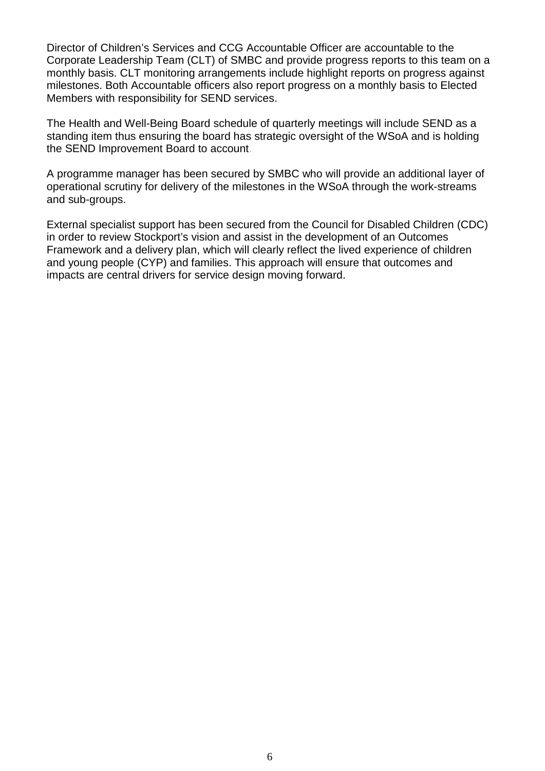Director of Children's Services and CCG Accountable Officer are accountable to the Corporate Leadership Team (CLT) of SMBC and provide progress reports to this team on a monthly basis. CLT monitoring arrangements include highlight reports on progress against milestones. Both Accountable officers also report progress on a monthly basis to Elected Members with responsibility for SEND services.

The Health and Well-Being Board schedule of quarterly meetings will include SEND as a standing item thus ensuring the board has strategic oversight of the WSoA and is holding the SEND Improvement Board to account.

A programme manager has been secured by SMBC who will provide an additional layer of operational scrutiny for delivery of the milestones in the WSoA through the work-streams and sub-groups.

External specialist support has been secured from the Council for Disabled Children (CDC) in order to review Stockport's vision and assist in the development of an Outcomes Framework and a delivery plan, which will clearly reflect the lived experience of children and young people (CYP) and families. This approach will ensure that outcomes and impacts are central drivers for service design moving forward.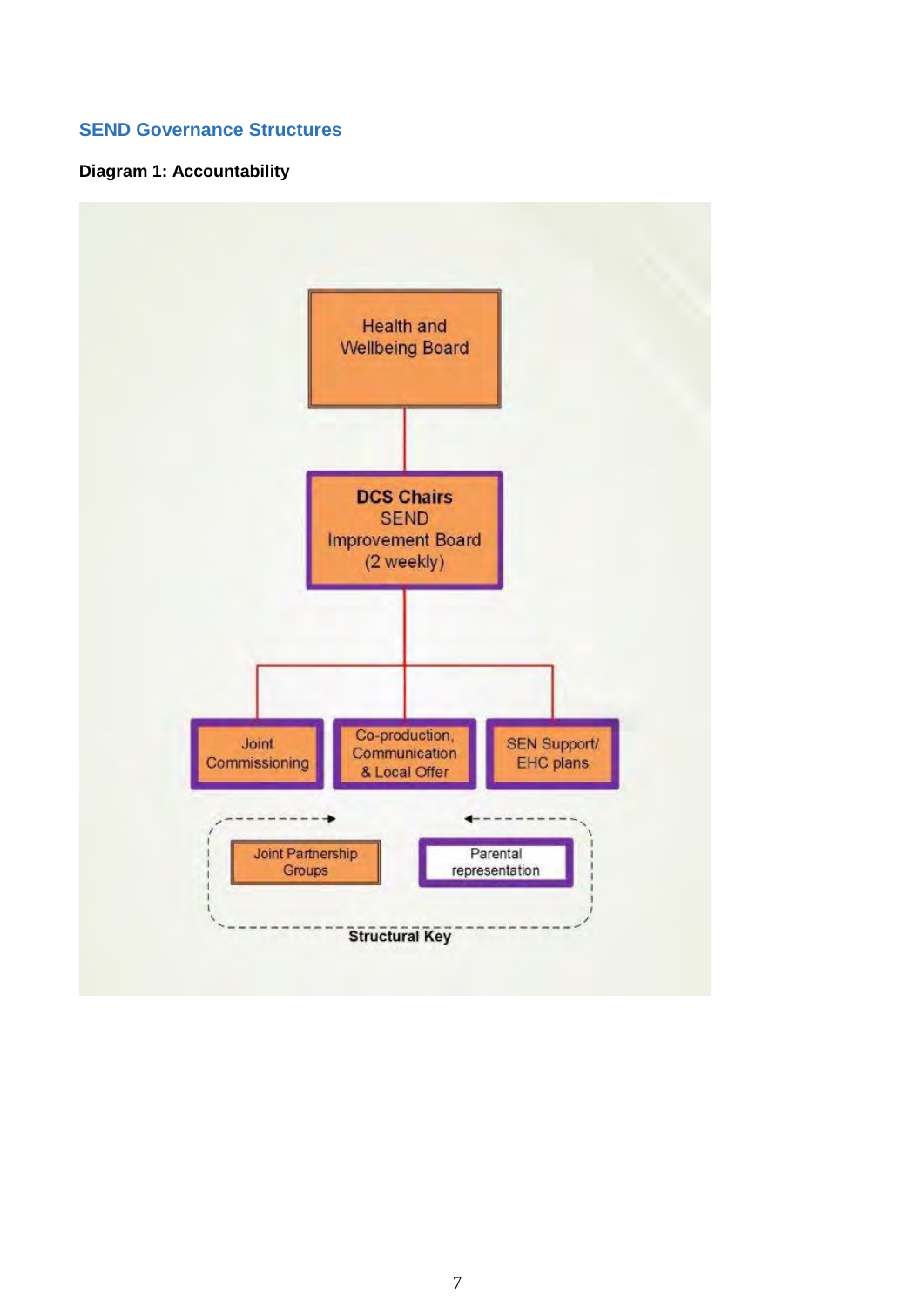## SEND Governance Structures

**Diagram 1: Accountability**

Health and Wellbeing Board

**DCS Chairs** SEND Improvement Board (2 weekly)

Joint Commissioning

Co-production, Communication & Local Offer

SEN Support/ EHC plans

Joint Partnership Groups

Parental representation

**Structural Key**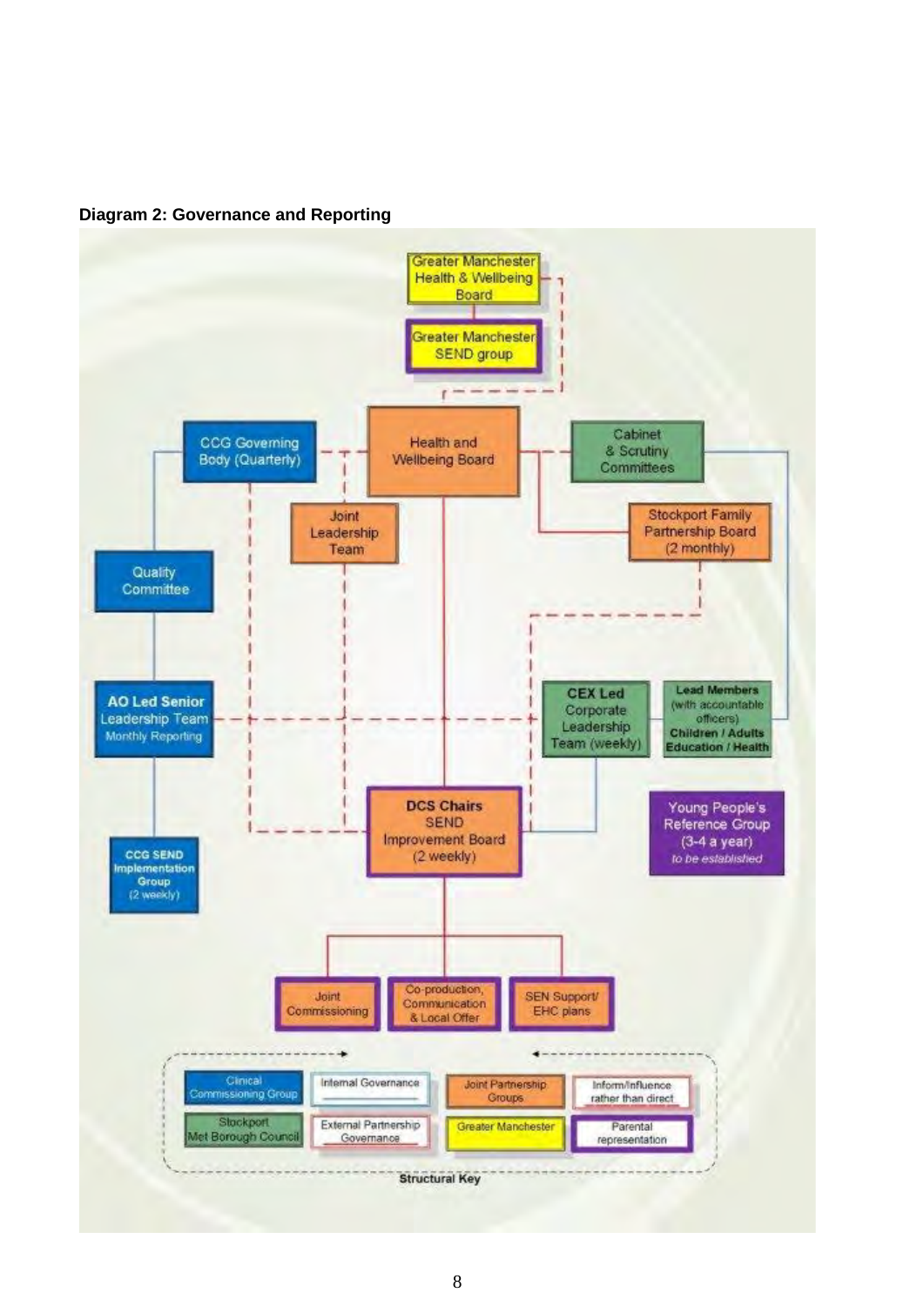**Diagram 2: Governance and Reporting**

Greater Manchester Health & Wellbeing Board

Greater Manchester SEND group

CCG Governing Body (Quarterly)

Health and Wellbeing Board

Cabinet & Scrutiny Committees

Joint Leadership Team

Stockport Family Partnership Board (2 monthly)

Quality Committee

**AO Led Senior** Leadership Team Monthly Reporting

**CEX Led** Corporate Leadership Team (weekly)

**Lead Members** (with accountable officers) **Children / Adults Education / Health**

**DCS Chairs** SEND Improvement Board (2 weekly)

Young People's Reference Group (3-4 a year) *to be established*

**CCG SEND Implementation Group** (2 weekly)

Joint Commissioning

Co-production, Communication & Local Offer

SEN Support/ EHC plans

Clinical Commissioning Group | Internal Governance | Joint Partnership Groups | Inform/Influence rather than direct

Stockport Met Borough Council | External Partnership Governance | Greater Manchester | Parental representation

**Structural Key**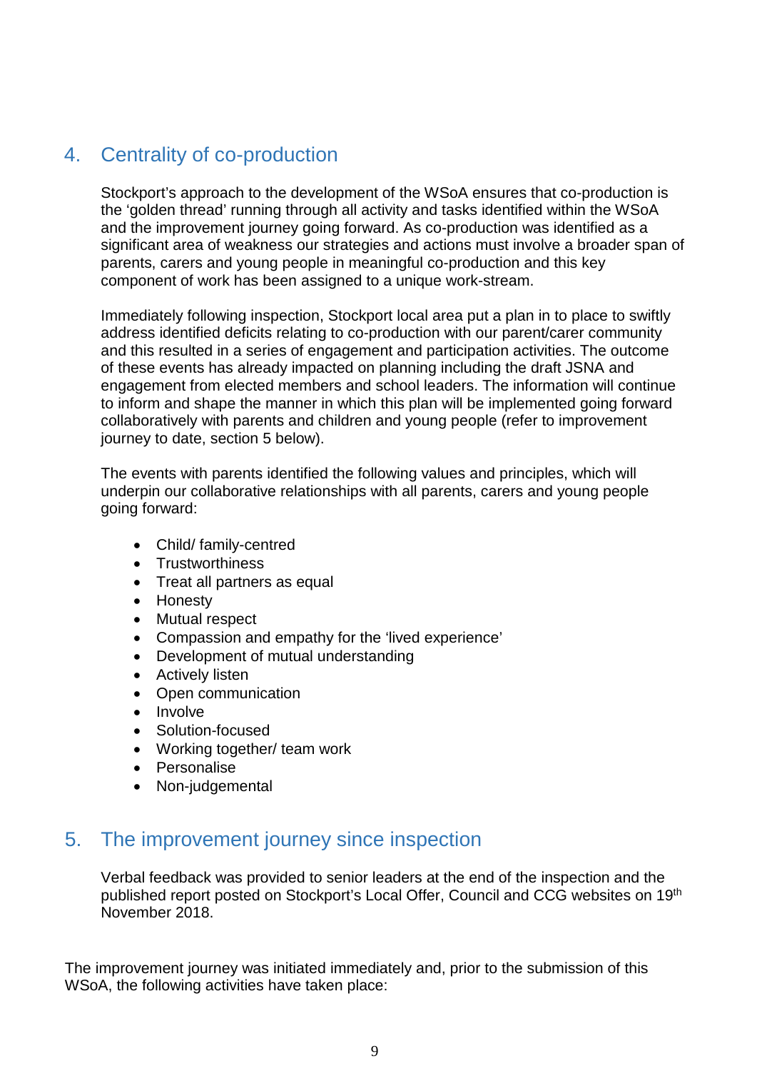## 4. Centrality of co-production

Stockport's approach to the development of the WSoA ensures that co-production is the 'golden thread' running through all activity and tasks identified within the WSoA and the improvement journey going forward. As co-production was identified as a significant area of weakness our strategies and actions must involve a broader span of parents, carers and young people in meaningful co-production and this key component of work has been assigned to a unique work-stream.

Immediately following inspection, Stockport local area put a plan in to place to swiftly address identified deficits relating to co-production with our parent/carer community and this resulted in a series of engagement and participation activities. The outcome of these events has already impacted on planning including the draft JSNA and engagement from elected members and school leaders. The information will continue to inform and shape the manner in which this plan will be implemented going forward collaboratively with parents and children and young people (refer to improvement journey to date, section 5 below).

The events with parents identified the following values and principles, which will underpin our collaborative relationships with all parents, carers and young people going forward:

- Child/ family-centred
- Trustworthiness
- Treat all partners as equal
- Honesty
- Mutual respect
- Compassion and empathy for the 'lived experience'
- Development of mutual understanding
- Actively listen
- Open communication
- Involve
- Solution-focused
- Working together/ team work
- Personalise
- Non-judgemental

## 5. The improvement journey since inspection

Verbal feedback was provided to senior leaders at the end of the inspection and the published report posted on Stockport's Local Offer, Council and CCG websites on 19th November 2018.

The improvement journey was initiated immediately and, prior to the submission of this WSoA, the following activities have taken place: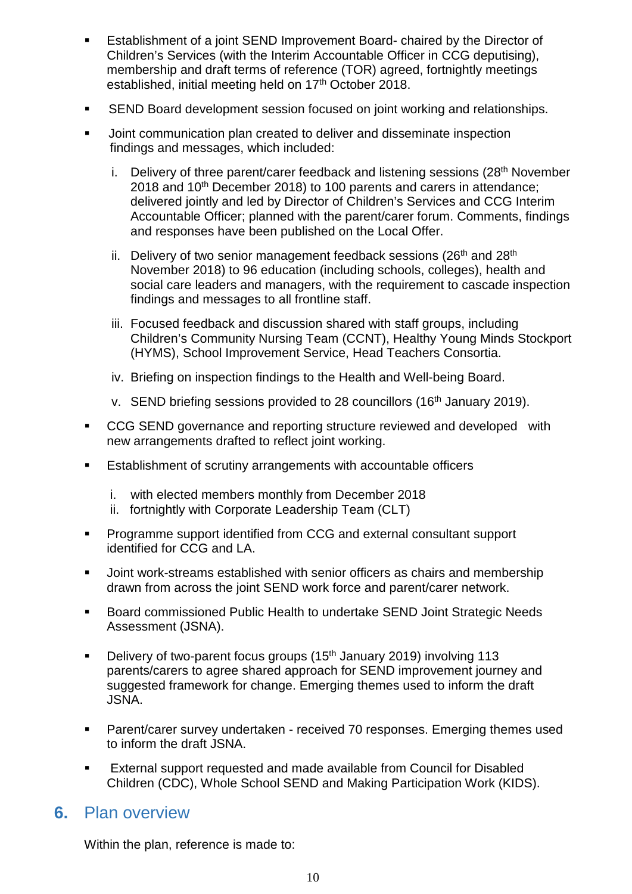- Establishment of a joint SEND Improvement Board- chaired by the Director of Children's Services (with the Interim Accountable Officer in CCG deputising), membership and draft terms of reference (TOR) agreed, fortnightly meetings established, initial meeting held on 17th October 2018.
- SEND Board development session focused on joint working and relationships.
- Joint communication plan created to deliver and disseminate inspection findings and messages, which included:
  1. Delivery of three parent/carer feedback and listening sessions (28th November 2018 and 10th December 2018) to 100 parents and carers in attendance; delivered jointly and led by Director of Children's Services and CCG Interim Accountable Officer; planned with the parent/carer forum. Comments, findings and responses have been published on the Local Offer.
  2. Delivery of two senior management feedback sessions (26th and 28th November 2018) to 96 education (including schools, colleges), health and social care leaders and managers, with the requirement to cascade inspection findings and messages to all frontline staff.
  3. Focused feedback and discussion shared with staff groups, including Children's Community Nursing Team (CCNT), Healthy Young Minds Stockport (HYMS), School Improvement Service, Head Teachers Consortia.
  4. Briefing on inspection findings to the Health and Well-being Board.
  5. SEND briefing sessions provided to 28 councillors (16th January 2019).
- CCG SEND governance and reporting structure reviewed and developed with new arrangements drafted to reflect joint working.
- Establishment of scrutiny arrangements with accountable officers
  1. with elected members monthly from December 2018
  2. fortnightly with Corporate Leadership Team (CLT)
- Programme support identified from CCG and external consultant support identified for CCG and LA.
- Joint work-streams established with senior officers as chairs and membership drawn from across the joint SEND work force and parent/carer network.
- Board commissioned Public Health to undertake SEND Joint Strategic Needs Assessment (JSNA).
- Delivery of two-parent focus groups (15th January 2019) involving 113 parents/carers to agree shared approach for SEND improvement journey and suggested framework for change. Emerging themes used to inform the draft JSNA.
- Parent/carer survey undertaken - received 70 responses. Emerging themes used to inform the draft JSNA.
- External support requested and made available from Council for Disabled Children (CDC), Whole School SEND and Making Participation Work (KIDS).

## 6. Plan overview

Within the plan, reference is made to: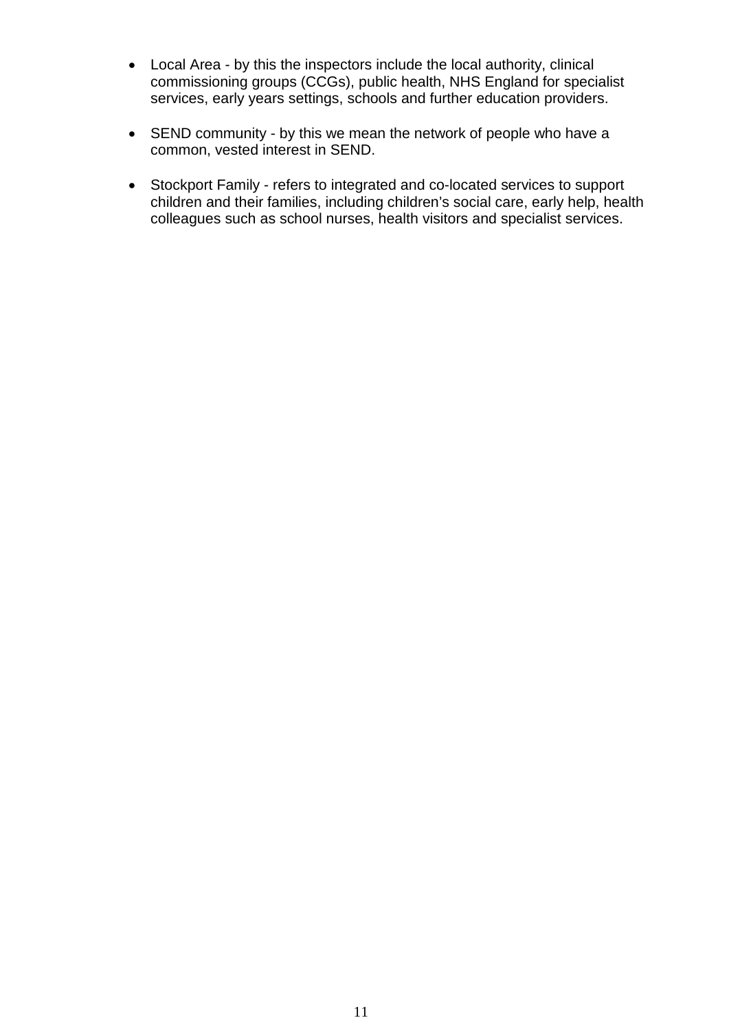- Local Area - by this the inspectors include the local authority, clinical commissioning groups (CCGs), public health, NHS England for specialist services, early years settings, schools and further education providers.

- SEND community - by this we mean the network of people who have a common, vested interest in SEND.

- Stockport Family - refers to integrated and co-located services to support children and their families, including children's social care, early help, health colleagues such as school nurses, health visitors and specialist services.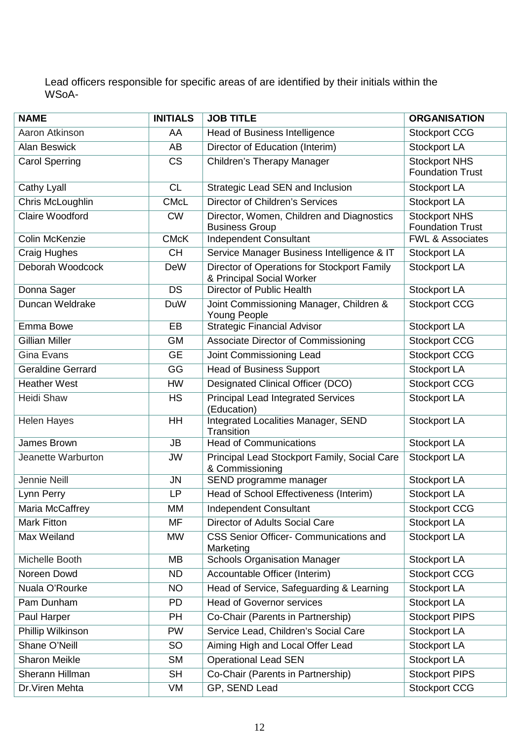Lead officers responsible for specific areas of are identified by their initials within the WSoA-

| NAME | INITIALS | JOB TITLE | ORGANISATION |
|---|---|---|---|
| Aaron Atkinson | AA | Head of Business Intelligence | Stockport CCG |
| Alan Beswick | AB | Director of Education (Interim) | Stockport LA |
| Carol Sperring | CS | Children's Therapy Manager | Stockport NHS Foundation Trust |
| Cathy Lyall | CL | Strategic Lead SEN and Inclusion | Stockport LA |
| Chris McLoughlin | CMcL | Director of Children's Services | Stockport LA |
| Claire Woodford | CW | Director, Women, Children and Diagnostics Business Group | Stockport NHS Foundation Trust |
| Colin McKenzie | CMcK | Independent Consultant | FWL & Associates |
| Craig Hughes | CH | Service Manager Business Intelligence & IT | Stockport LA |
| Deborah Woodcock | DeW | Director of Operations for Stockport Family & Principal Social Worker | Stockport LA |
| Donna Sager | DS | Director of Public Health | Stockport LA |
| Duncan Weldrake | DuW | Joint Commissioning Manager, Children & Young People | Stockport CCG |
| Emma Bowe | EB | Strategic Financial Advisor | Stockport LA |
| Gillian Miller | GM | Associate Director of Commissioning | Stockport CCG |
| Gina Evans | GE | Joint Commissioning Lead | Stockport CCG |
| Geraldine Gerrard | GG | Head of Business Support | Stockport LA |
| Heather West | HW | Designated Clinical Officer (DCO) | Stockport CCG |
| Heidi Shaw | HS | Principal Lead Integrated Services (Education) | Stockport LA |
| Helen Hayes | HH | Integrated Localities Manager, SEND Transition | Stockport LA |
| James Brown | JB | Head of Communications | Stockport LA |
| Jeanette Warburton | JW | Principal Lead Stockport Family, Social Care & Commissioning | Stockport LA |
| Jennie Neill | JN | SEND programme manager | Stockport LA |
| Lynn Perry | LP | Head of School Effectiveness (Interim) | Stockport LA |
| Maria McCaffrey | MM | Independent Consultant | Stockport CCG |
| Mark Fitton | MF | Director of Adults Social Care | Stockport LA |
| Max Weiland | MW | CSS Senior Officer- Communications and Marketing | Stockport LA |
| Michelle Booth | MB | Schools Organisation Manager | Stockport LA |
| Noreen Dowd | ND | Accountable Officer (Interim) | Stockport CCG |
| Nuala O'Rourke | NO | Head of Service, Safeguarding & Learning | Stockport LA |
| Pam Dunham | PD | Head of Governor services | Stockport LA |
| Paul Harper | PH | Co-Chair (Parents in Partnership) | Stockport PIPS |
| Phillip Wilkinson | PW | Service Lead, Children's Social Care | Stockport LA |
| Shane O'Neill | SO | Aiming High and Local Offer Lead | Stockport LA |
| Sharon Meikle | SM | Operational Lead SEN | Stockport LA |
| Sherann Hillman | SH | Co-Chair (Parents in Partnership) | Stockport PIPS |
| Dr.Viren Mehta | VM | GP, SEND Lead | Stockport CCG |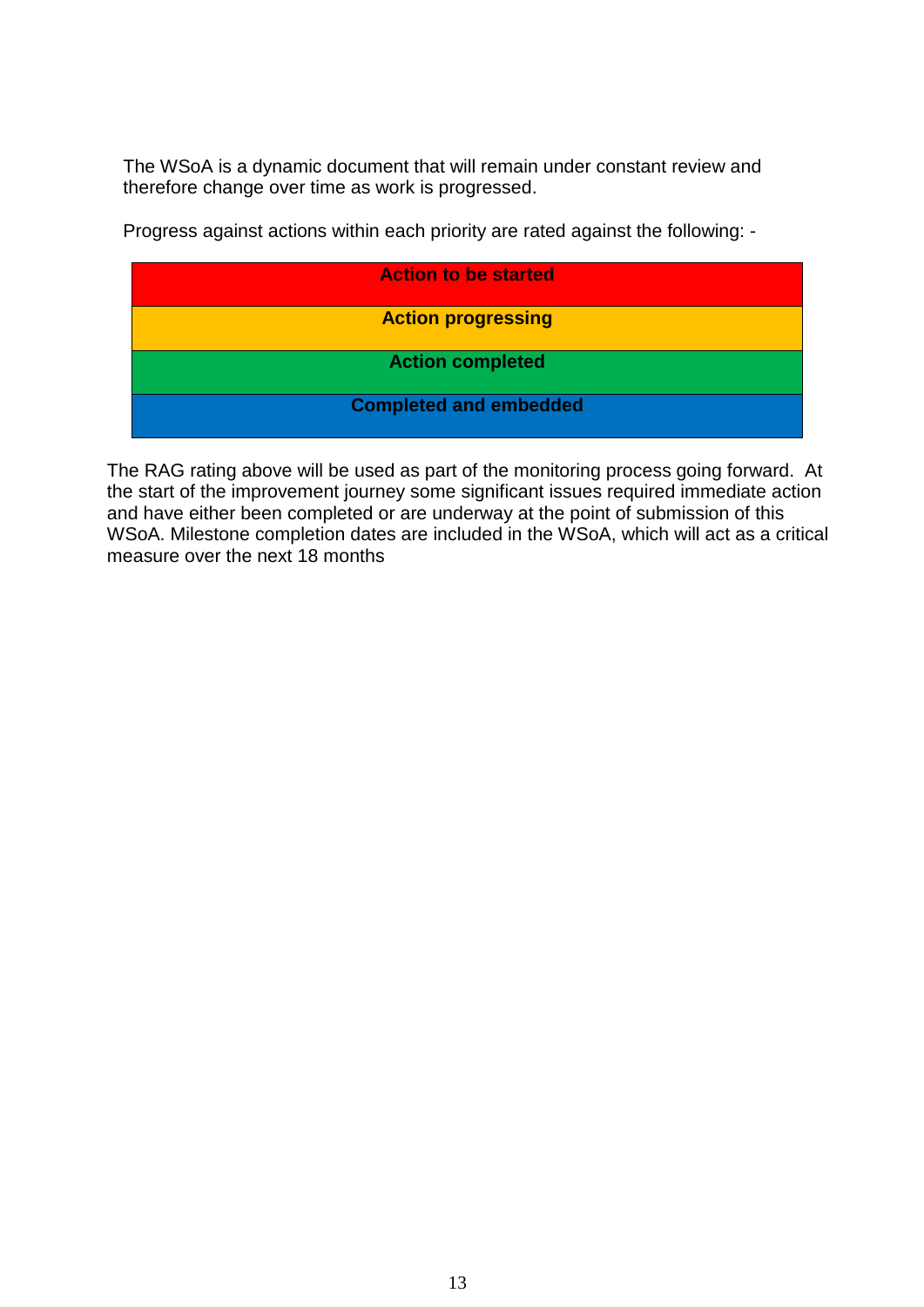The WSoA is a dynamic document that will remain under constant review and therefore change over time as work is progressed.

Progress against actions within each priority are rated against the following: -

| **Action to be started** |
| --- |
| **Action progressing** |
| **Action completed** |
| **Completed and embedded** |

The RAG rating above will be used as part of the monitoring process going forward. At the start of the improvement journey some significant issues required immediate action and have either been completed or are underway at the point of submission of this WSoA. Milestone completion dates are included in the WSoA, which will act as a critical measure over the next 18 months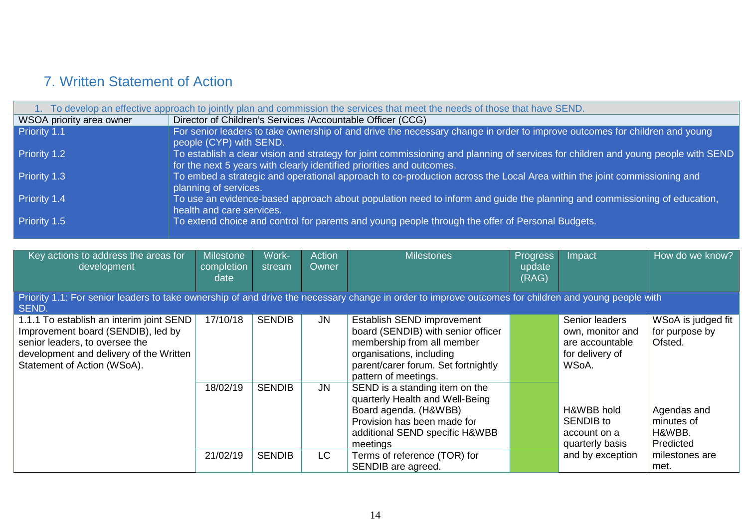## 7. Written Statement of Action

| 1. To develop an effective approach to jointly plan and commission the services that meet the needs of those that have SEND. | |
|---|---|
| WSOA priority area owner | Director of Children's Services /Accountable Officer (CCG) |
| Priority 1.1 | For senior leaders to take ownership of and drive the necessary change in order to improve outcomes for children and young people (CYP) with SEND. |
| Priority 1.2 | To establish a clear vision and strategy for joint commissioning and planning of services for children and young people with SEND for the next 5 years with clearly identified priorities and outcomes. |
| Priority 1.3 | To embed a strategic and operational approach to co-production across the Local Area within the joint commissioning and planning of services. |
| Priority 1.4 | To use an evidence-based approach about population need to inform and guide the planning and commissioning of education, health and care services. |
| Priority 1.5 | To extend choice and control for parents and young people through the offer of Personal Budgets. |

| Key actions to address the areas for development | Milestone completion date | Work-stream | Action Owner | Milestones | Progress update (RAG) | Impact | How do we know? |
|---|---|---|---|---|---|---|---|
| Priority 1.1: For senior leaders to take ownership of and drive the necessary change in order to improve outcomes for children and young people with SEND. | | | | | | | |
| 1.1.1 To establish an interim joint SEND Improvement board (SENDIB), led by senior leaders, to oversee the development and delivery of the Written Statement of Action (WSoA). | 17/10/18 | SENDIB | JN | Establish SEND improvement board (SENDIB) with senior officer membership from all member organisations, including parent/carer forum. Set fortnightly pattern of meetings. | | Senior leaders own, monitor and are accountable for delivery of WSoA. | WSoA is judged fit for purpose by Ofsted. |
| | 18/02/19 | SENDIB | JN | SEND is a standing item on the quarterly Health and Well-Being Board agenda. (H&WBB) Provision has been made for additional SEND specific H&WBB meetings | | H&WBB hold SENDIB to account on a quarterly basis and by exception | Agendas and minutes of H&WBB. Predicted milestones are met. |
| | 21/02/19 | SENDIB | LC | Terms of reference (TOR) for SENDIB are agreed. | | | |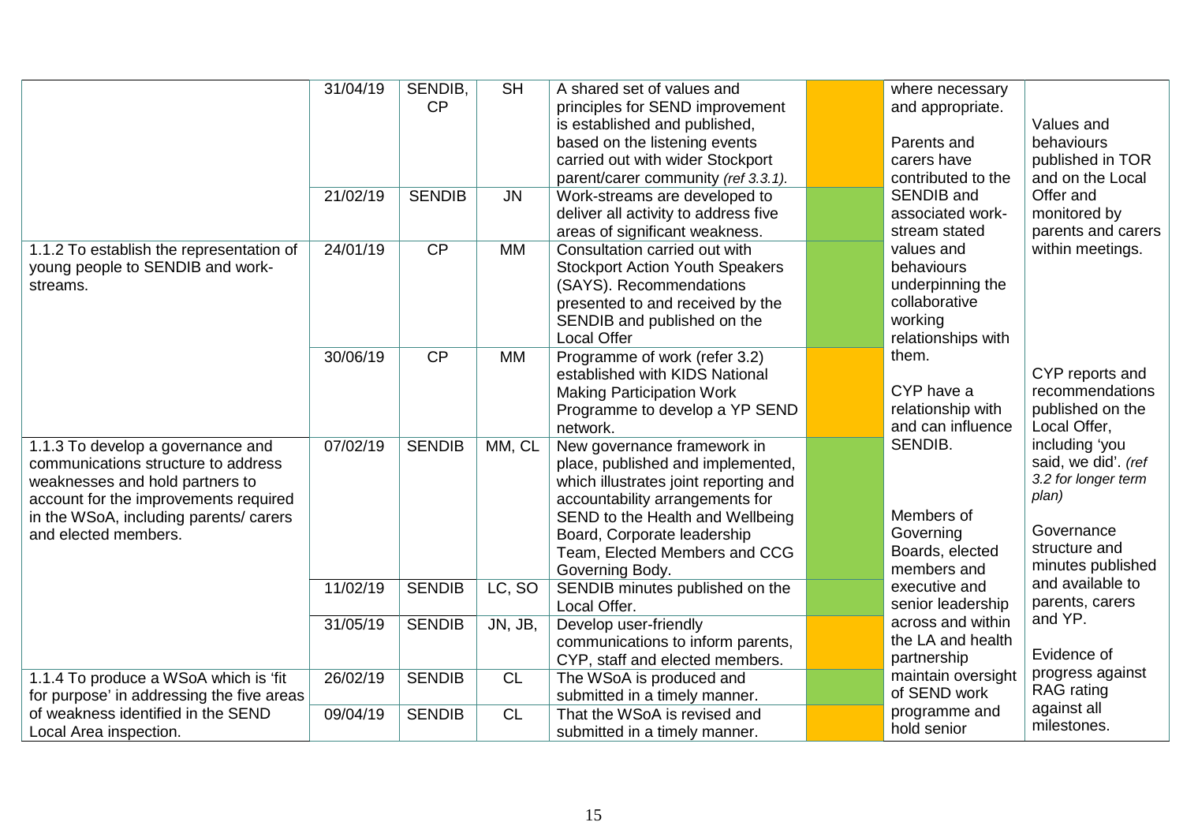| | | | | | | | |
|---|---|---|---|---|---|---|---|
| | 31/04/19 | SENDIB, CP | SH | A shared set of values and principles for SEND improvement is established and published, based on the listening events carried out with wider Stockport parent/carer community *(ref 3.3.1)*. | | where necessary and appropriate.<br><br>Parents and carers have contributed to the SENDIB and associated work-stream stated values and behaviours underpinning the collaborative working relationships with them.<br><br>CYP have a relationship with and can influence SENDIB.<br><br>Members of Governing Boards, elected members and executive and senior leadership across and within the LA and health partnership maintain oversight of SEND work programme and hold senior | Values and behaviours published in TOR and on the Local Offer and monitored by parents and carers within meetings.<br><br>CYP reports and recommendations published on the Local Offer, including 'you said, we did'. *(ref 3.2 for longer term plan)*<br><br>Governance structure and minutes published and available to parents, carers and YP.<br><br>Evidence of progress against RAG rating against all milestones. |
| | 21/02/19 | SENDIB | JN | Work-streams are developed to deliver all activity to address five areas of significant weakness. | | | |
| 1.1.2 To establish the representation of young people to SENDIB and work-streams. | 24/01/19 | CP | MM | Consultation carried out with Stockport Action Youth Speakers (SAYS). Recommendations presented to and received by the SENDIB and published on the Local Offer | | | |
| | 30/06/19 | CP | MM | Programme of work (refer 3.2) established with KIDS National Making Participation Work Programme to develop a YP SEND network. | | | |
| 1.1.3 To develop a governance and communications structure to address weaknesses and hold partners to account for the improvements required in the WSoA, including parents/ carers and elected members. | 07/02/19 | SENDIB | MM, CL | New governance framework in place, published and implemented, which illustrates joint reporting and accountability arrangements for SEND to the Health and Wellbeing Board, Corporate leadership Team, Elected Members and CCG Governing Body. | | | |
| | 11/02/19 | SENDIB | LC, SO | SENDIB minutes published on the Local Offer. | | | |
| | 31/05/19 | SENDIB | JN, JB, | Develop user-friendly communications to inform parents, CYP, staff and elected members. | | | |
| 1.1.4 To produce a WSoA which is 'fit for purpose' in addressing the five areas of weakness identified in the SEND Local Area inspection. | 26/02/19 | SENDIB | CL | The WSoA is produced and submitted in a timely manner. | | | |
| | 09/04/19 | SENDIB | CL | That the WSoA is revised and submitted in a timely manner. | | | |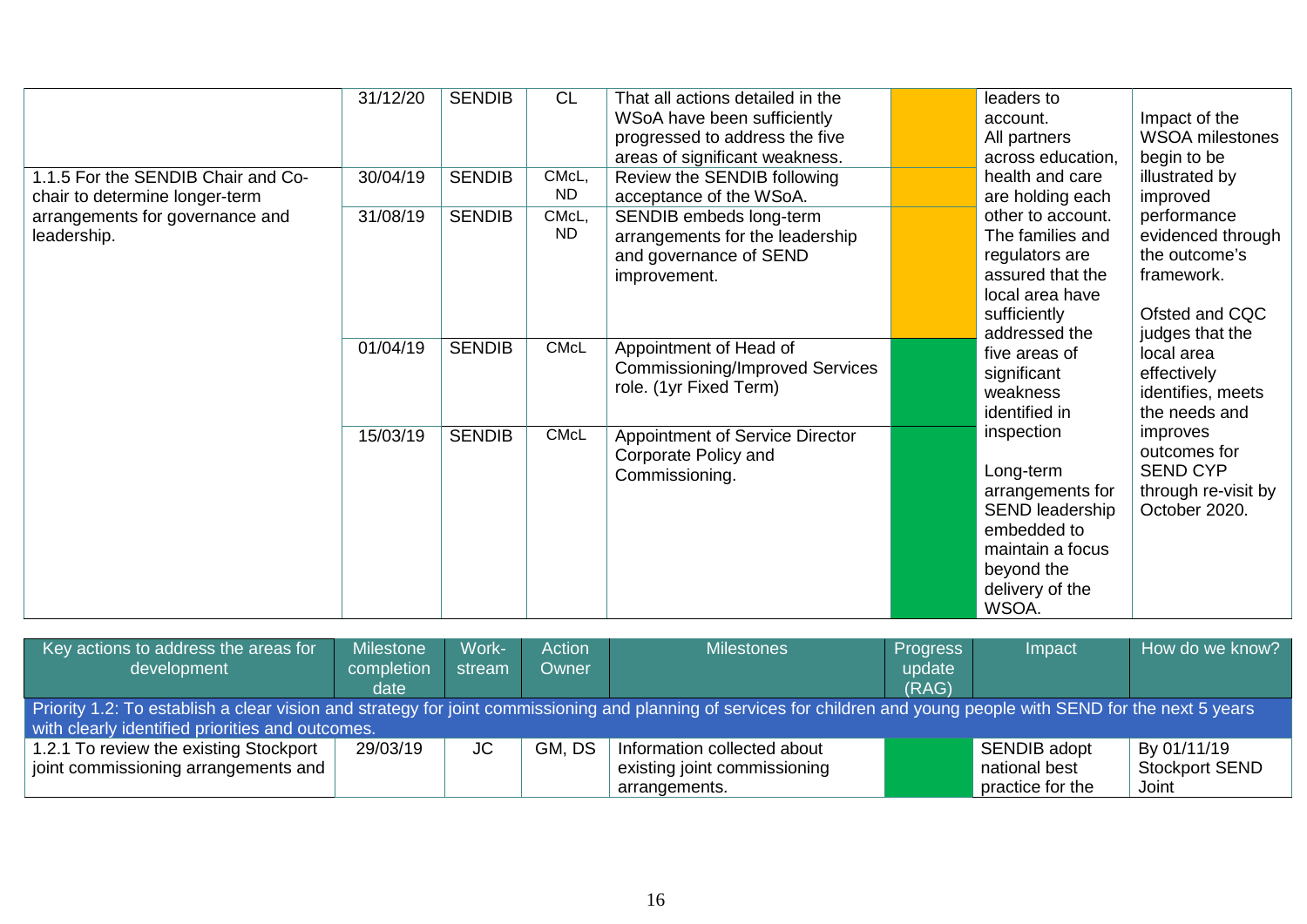| | | | | | | | |
|---|---|---|---|---|---|---|---|
| | 31/12/20 | SENDIB | CL | That all actions detailed in the WSoA have been sufficiently progressed to address the five areas of significant weakness. | | leaders to account. All partners across education, health and care are holding each other to account. The families and regulators are assured that the local area have sufficiently addressed the five areas of significant weakness identified in inspection<br><br>Long-term arrangements for SEND leadership embedded to maintain a focus beyond the delivery of the WSOA. | Impact of the WSOA milestones begin to be illustrated by improved performance evidenced through the outcome's framework.<br><br>Ofsted and CQC judges that the local area effectively identifies, meets the needs and improves outcomes for SEND CYP through re-visit by October 2020. |
| 1.1.5 For the SENDIB Chair and Co-chair to determine longer-term arrangements for governance and leadership. | 30/04/19 | SENDIB | CMcL, ND | Review the SENDIB following acceptance of the WSoA. | | | |
| | 31/08/19 | SENDIB | CMcL, ND | SENDIB embeds long-term arrangements for the leadership and governance of SEND improvement. | | | |
| | 01/04/19 | SENDIB | CMcL | Appointment of Head of Commissioning/Improved Services role. (1yr Fixed Term) | | | |
| | 15/03/19 | SENDIB | CMcL | Appointment of Service Director Corporate Policy and Commissioning. | | | |

| Key actions to address the areas for development | Milestone completion date | Work-stream | Action Owner | Milestones | Progress update (RAG) | Impact | How do we know? |
|---|---|---|---|---|---|---|---|
| **Priority 1.2: To establish a clear vision and strategy for joint commissioning and planning of services for children and young people with SEND for the next 5 years with clearly identified priorities and outcomes.** | | | | | | | |
| 1.2.1 To review the existing Stockport joint commissioning arrangements and | 29/03/19 | JC | GM, DS | Information collected about existing joint commissioning arrangements. | | SENDIB adopt national best practice for the | By 01/11/19 Stockport SEND Joint |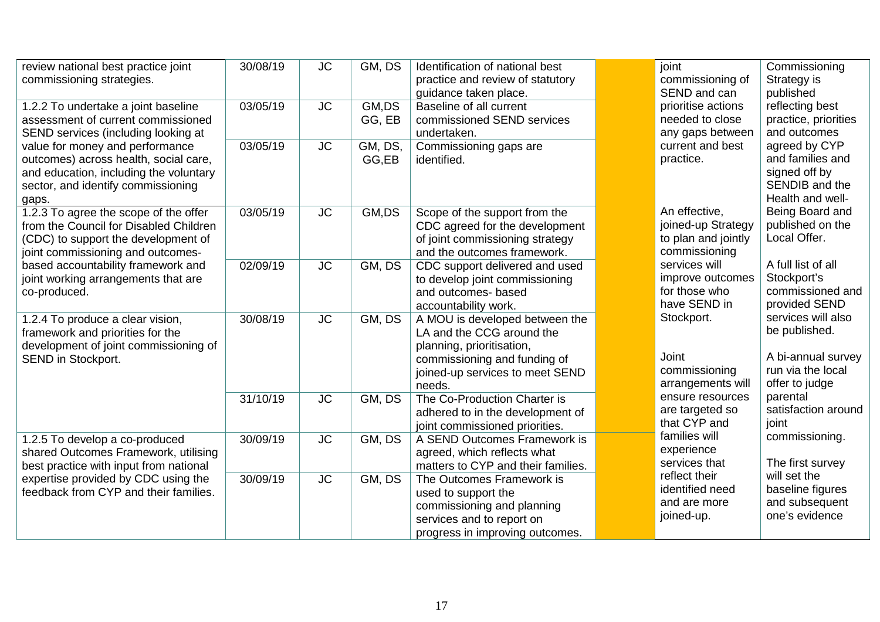| | | | | | | | |
|---|---|---|---|---|---|---|---|
| review national best practice joint commissioning strategies. | 30/08/19 | JC | GM, DS | Identification of national best practice and review of statutory guidance taken place. | | joint commissioning of SEND and can prioritise actions needed to close any gaps between current and best practice.<br><br>An effective, joined-up Strategy to plan and jointly commissioning services will improve outcomes for those who have SEND in Stockport.<br><br>Joint commissioning arrangements will ensure resources are targeted so that CYP and families will experience services that reflect their identified need and are more joined-up. | Commissioning Strategy is published reflecting best practice, priorities and outcomes agreed by CYP and families and signed off by SENDIB and the Health and well-Being Board and published on the Local Offer.<br><br>A full list of all Stockport's commissioned and provided SEND services will also be published.<br><br>A bi-annual survey run via the local offer to judge parental satisfaction around joint commissioning.<br><br>The first survey will set the baseline figures and subsequent one's evidence |
| 1.2.2 To undertake a joint baseline assessment of current commissioned SEND services (including looking at value for money and performance outcomes) across health, social care, and education, including the voluntary sector, and identify commissioning gaps. | 03/05/19 | JC | GM,DS GG, EB | Baseline of all current commissioned SEND services undertaken. | | | |
| | 03/05/19 | JC | GM, DS, GG,EB | Commissioning gaps are identified. | | | |
| 1.2.3 To agree the scope of the offer from the Council for Disabled Children (CDC) to support the development of joint commissioning and outcomes-based accountability framework and joint working arrangements that are co-produced. | 03/05/19 | JC | GM,DS | Scope of the support from the CDC agreed for the development of joint commissioning strategy and the outcomes framework. | | | |
| | 02/09/19 | JC | GM, DS | CDC support delivered and used to develop joint commissioning and outcomes- based accountability work. | | | |
| 1.2.4 To produce a clear vision, framework and priorities for the development of joint commissioning of SEND in Stockport. | 30/08/19 | JC | GM, DS | A MOU is developed between the LA and the CCG around the planning, prioritisation, commissioning and funding of joined-up services to meet SEND needs. | | | |
| | 31/10/19 | JC | GM, DS | The Co-Production Charter is adhered to in the development of joint commissioned priorities. | | | |
| 1.2.5 To develop a co-produced shared Outcomes Framework, utilising best practice with input from national expertise provided by CDC using the feedback from CYP and their families. | 30/09/19 | JC | GM, DS | A SEND Outcomes Framework is agreed, which reflects what matters to CYP and their families. | | | |
| | 30/09/19 | JC | GM, DS | The Outcomes Framework is used to support the commissioning and planning services and to report on progress in improving outcomes. | | | |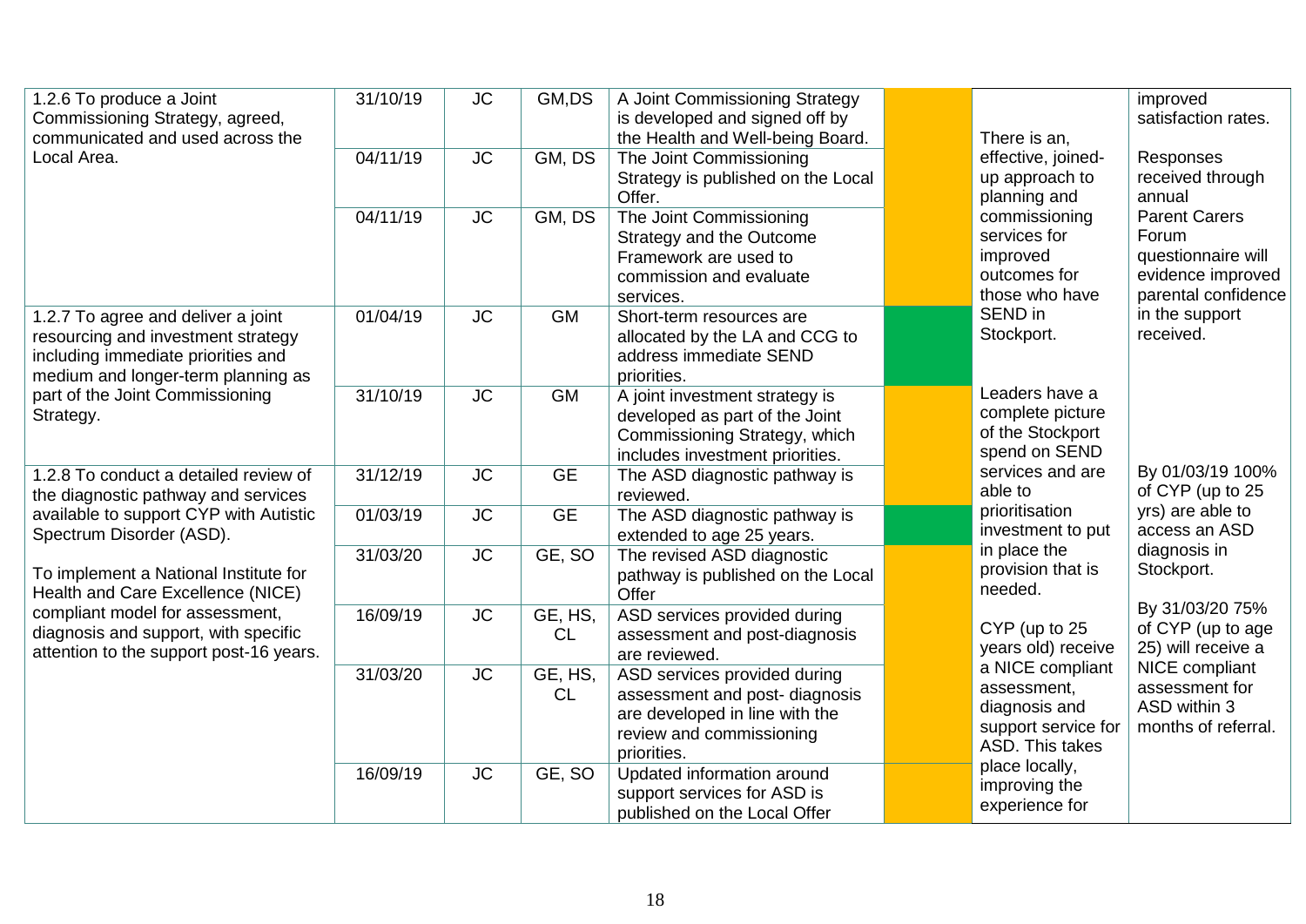| | | | | | | | |
|---|---|---|---|---|---|---|---|
| 1.2.6 To produce a Joint Commissioning Strategy, agreed, communicated and used across the Local Area. | 31/10/19 | JC | GM,DS | A Joint Commissioning Strategy is developed and signed off by the Health and Well-being Board. | | There is an, effective, joined-up approach to planning and commissioning services for improved outcomes for those who have SEND in Stockport. | improved satisfaction rates. |
| | 04/11/19 | JC | GM, DS | The Joint Commissioning Strategy is published on the Local Offer. | | | Responses received through annual Parent Carers Forum questionnaire will evidence improved parental confidence in the support received. |
| | 04/11/19 | JC | GM, DS | The Joint Commissioning Strategy and the Outcome Framework are used to commission and evaluate services. | | | |
| 1.2.7 To agree and deliver a joint resourcing and investment strategy including immediate priorities and medium and longer-term planning as part of the Joint Commissioning Strategy. | 01/04/19 | JC | GM | Short-term resources are allocated by the LA and CCG to address immediate SEND priorities. | | | |
| | 31/10/19 | JC | GM | A joint investment strategy is developed as part of the Joint Commissioning Strategy, which includes investment priorities. | | Leaders have a complete picture of the Stockport spend on SEND services and are able to prioritisation investment to put in place the provision that is needed. | |
| 1.2.8 To conduct a detailed review of the diagnostic pathway and services available to support CYP with Autistic Spectrum Disorder (ASD).<br><br>To implement a National Institute for Health and Care Excellence (NICE) compliant model for assessment, diagnosis and support, with specific attention to the support post-16 years. | 31/12/19 | JC | GE | The ASD diagnostic pathway is reviewed. | | | By 01/03/19 100% of CYP (up to 25 yrs) are able to access an ASD diagnosis in Stockport. |
| | 01/03/19 | JC | GE | The ASD diagnostic pathway is extended to age 25 years. | | | |
| | 31/03/20 | JC | GE, SO | The revised ASD diagnostic pathway is published on the Local Offer | | | |
| | 16/09/19 | JC | GE, HS, CL | ASD services provided during assessment and post-diagnosis are reviewed. | | CYP (up to 25 years old) receive a NICE compliant assessment, diagnosis and support service for ASD. This takes place locally, improving the experience for | By 31/03/20 75% of CYP (up to age 25) will receive a NICE compliant assessment for ASD within 3 months of referral. |
| | 31/03/20 | JC | GE, HS, CL | ASD services provided during assessment and post- diagnosis are developed in line with the review and commissioning priorities. | | | |
| | 16/09/19 | JC | GE, SO | Updated information around support services for ASD is published on the Local Offer | | | |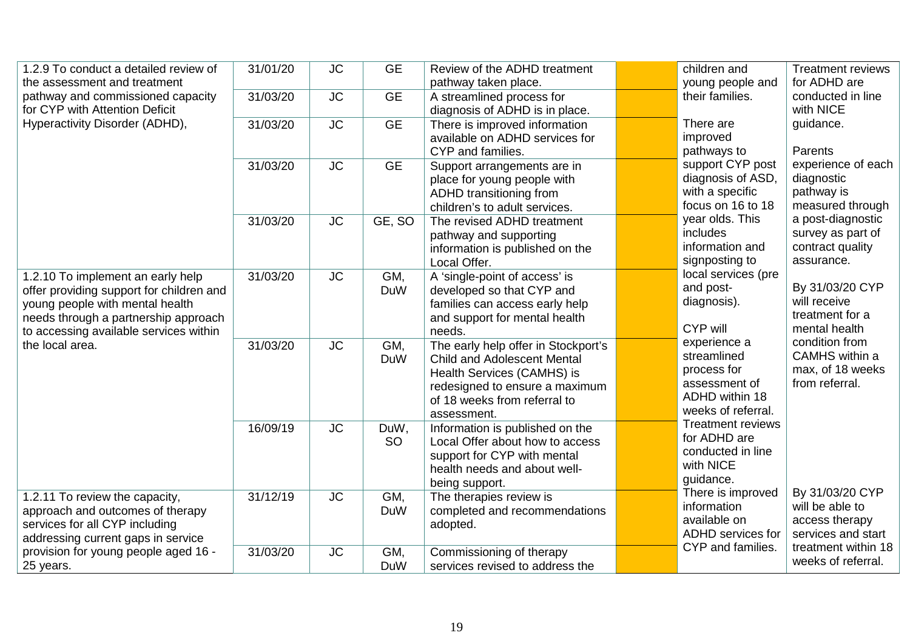| | | | | | | | |
|---|---|---|---|---|---|---|---|
| 1.2.9 To conduct a detailed review of the assessment and treatment pathway and commissioned capacity for CYP with Attention Deficit Hyperactivity Disorder (ADHD), | 31/01/20 | JC | GE | Review of the ADHD treatment pathway taken place. | | children and young people and their families.<br><br>There are improved pathways to support CYP post diagnosis of ASD, with a specific focus on 16 to 18 year olds. This includes information and signposting to local services (pre and post-diagnosis).<br><br>CYP will experience a streamlined process for assessment of ADHD within 18 weeks of referral.<br>Treatment reviews for ADHD are conducted in line with NICE guidance.<br>There is improved information available on ADHD services for CYP and families. | Treatment reviews for ADHD are conducted in line with NICE guidance.<br><br>Parents experience of each diagnostic pathway is measured through a post-diagnostic survey as part of contract quality assurance.<br><br>By 31/03/20 CYP will receive treatment for a mental health condition from CAMHS within a max, of 18 weeks from referral. |
| | 31/03/20 | JC | GE | A streamlined process for diagnosis of ADHD is in place. | | | |
| | 31/03/20 | JC | GE | There is improved information available on ADHD services for CYP and families. | | | |
| | 31/03/20 | JC | GE | Support arrangements are in place for young people with ADHD transitioning from children's to adult services. | | | |
| | 31/03/20 | JC | GE, SO | The revised ADHD treatment pathway and supporting information is published on the Local Offer. | | | |
| 1.2.10 To implement an early help offer providing support for children and young people with mental health needs through a partnership approach to accessing available services within the local area. | 31/03/20 | JC | GM, DuW | A 'single-point of access' is developed so that CYP and families can access early help and support for mental health needs. | | | |
| | 31/03/20 | JC | GM, DuW | The early help offer in Stockport's Child and Adolescent Mental Health Services (CAMHS) is redesigned to ensure a maximum of 18 weeks from referral to assessment. | | | |
| | 16/09/19 | JC | DuW, SO | Information is published on the Local Offer about how to access support for CYP with mental health needs and about well-being support. | | | |
| 1.2.11 To review the capacity, approach and outcomes of therapy services for all CYP including addressing current gaps in service provision for young people aged 16 - 25 years. | 31/12/19 | JC | GM, DuW | The therapies review is completed and recommendations adopted. | | | By 31/03/20 CYP will be able to access therapy services and start treatment within 18 weeks of referral. |
| | 31/03/20 | JC | GM, DuW | Commissioning of therapy services revised to address the | | | |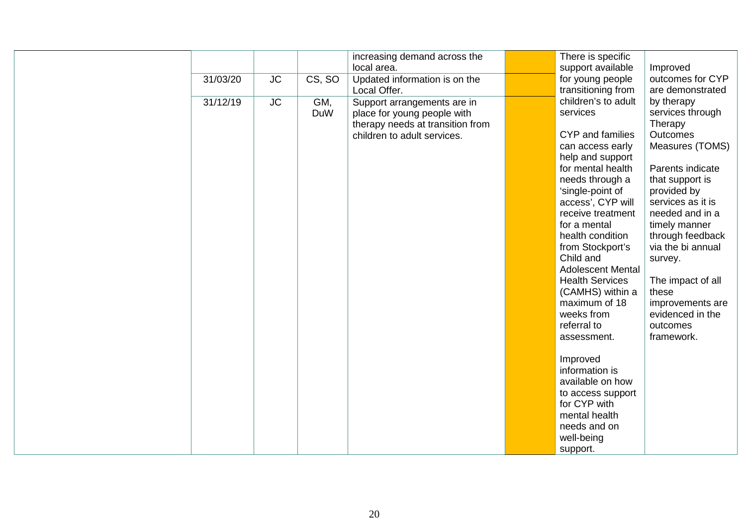| | | | | | | | |
|---|---|---|---|---|---|---|---|
| | | | | increasing demand across the local area. | | There is specific support available for young people transitioning from children's to adult services<br><br>CYP and families can access early help and support for mental health needs through a 'single-point of access', CYP will receive treatment for a mental health condition from Stockport's Child and Adolescent Mental Health Services (CAMHS) within a maximum of 18 weeks from referral to assessment.<br><br>Improved information is available on how to access support for CYP with mental health needs and on well-being support. | Improved outcomes for CYP are demonstrated by therapy services through Therapy Outcomes Measures (TOMS)<br><br>Parents indicate that support is provided by services as it is needed and in a timely manner through feedback via the bi annual survey.<br><br>The impact of all these improvements are evidenced in the outcomes framework. |
| | 31/03/20 | JC | CS, SO | Updated information is on the Local Offer. | | | |
| | 31/12/19 | JC | GM, DuW | Support arrangements are in place for young people with therapy needs at transition from children to adult services. | | | |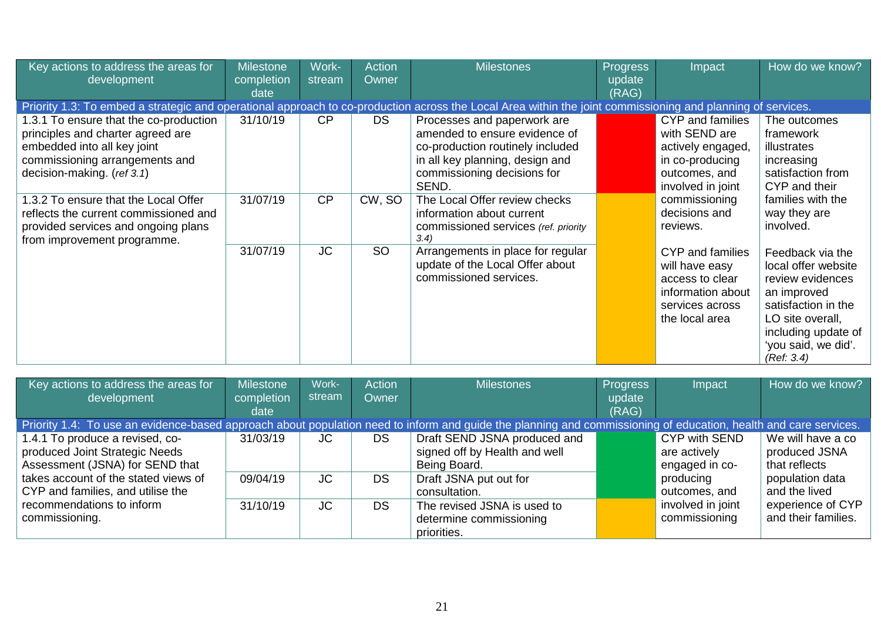| Key actions to address the areas for development | Milestone completion date | Work-stream | Action Owner | Milestones | Progress update (RAG) | Impact | How do we know? |
|---|---|---|---|---|---|---|---|
| Priority 1.3: To embed a strategic and operational approach to co-production across the Local Area within the joint commissioning and planning of services. | | | | | | | |
| 1.3.1 To ensure that the co-production principles and charter agreed are embedded into all key joint commissioning arrangements and decision-making. (*ref 3.1*) | 31/10/19 | CP | DS | Processes and paperwork are amended to ensure evidence of co-production routinely included in all key planning, design and commissioning decisions for SEND. | | CYP and families with SEND are actively engaged, in co-producing outcomes, and involved in joint commissioning decisions and reviews. | The outcomes framework illustrates increasing satisfaction from CYP and their families with the way they are involved. |
| 1.3.2 To ensure that the Local Offer reflects the current commissioned and provided services and ongoing plans from improvement programme. | 31/07/19 | CP | CW, SO | The Local Offer review checks information about current commissioned services *(ref. priority 3.4)* | | | |
| | 31/07/19 | JC | SO | Arrangements in place for regular update of the Local Offer about commissioned services. | | CYP and families will have easy access to clear information about services across the local area | Feedback via the local offer website review evidences an improved satisfaction in the LO site overall, including update of 'you said, we did'. *(Ref: 3.4)* |

| Key actions to address the areas for development | Milestone completion date | Work-stream | Action Owner | Milestones | Progress update (RAG) | Impact | How do we know? |
|---|---|---|---|---|---|---|---|
| Priority 1.4: To use an evidence-based approach about population need to inform and guide the planning and commissioning of education, health and care services. | | | | | | | |
| 1.4.1 To produce a revised, co-produced Joint Strategic Needs Assessment (JSNA) for SEND that takes account of the stated views of CYP and families, and utilise the recommendations to inform commissioning. | 31/03/19 | JC | DS | Draft SEND JSNA produced and signed off by Health and well Being Board. | | CYP with SEND are actively engaged in co-producing outcomes, and involved in joint commissioning | We will have a co produced JSNA that reflects population data and the lived experience of CYP and their families. |
| | 09/04/19 | JC | DS | Draft JSNA put out for consultation. | | | |
| | 31/10/19 | JC | DS | The revised JSNA is used to determine commissioning priorities. | | | |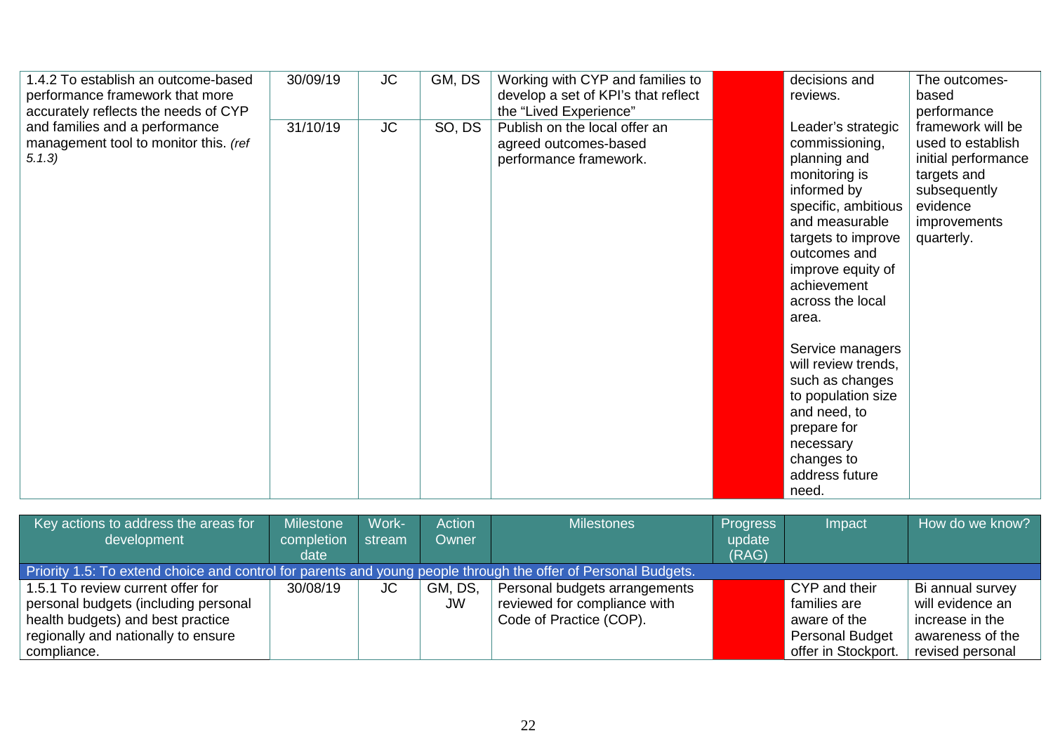| Key actions to address the areas for development | Milestone completion date | Work-stream | Action Owner | Milestones | Progress update (RAG) | Impact | How do we know? |
|---|---|---|---|---|---|---|---|
| 1.4.2 To establish an outcome-based performance framework that more accurately reflects the needs of CYP and families and a performance management tool to monitor this. *(ref 5.1.3)* | 30/09/19 | JC | GM, DS | Working with CYP and families to develop a set of KPI's that reflect the "Lived Experience" | | decisions and reviews. | The outcomes-based performance framework will be used to establish initial performance targets and subsequently evidence improvements quarterly. |
| | 31/10/19 | JC | SO, DS | Publish on the local offer an agreed outcomes-based performance framework. | | Leader's strategic commissioning, planning and monitoring is informed by specific, ambitious and measurable targets to improve outcomes and improve equity of achievement across the local area.<br><br>Service managers will review trends, such as changes to population size and need, to prepare for necessary changes to address future need. | |

| Key actions to address the areas for development | Milestone completion date | Work-stream | Action Owner | Milestones | Progress update (RAG) | Impact | How do we know? |
|---|---|---|---|---|---|---|---|
| Priority 1.5: To extend choice and control for parents and young people through the offer of Personal Budgets. | | | | | | | |
| 1.5.1 To review current offer for personal budgets (including personal health budgets) and best practice regionally and nationally to ensure compliance. | 30/08/19 | JC | GM, DS, JW | Personal budgets arrangements reviewed for compliance with Code of Practice (COP). | | CYP and their families are aware of the Personal Budget offer in Stockport. | Bi annual survey will evidence an increase in the awareness of the revised personal |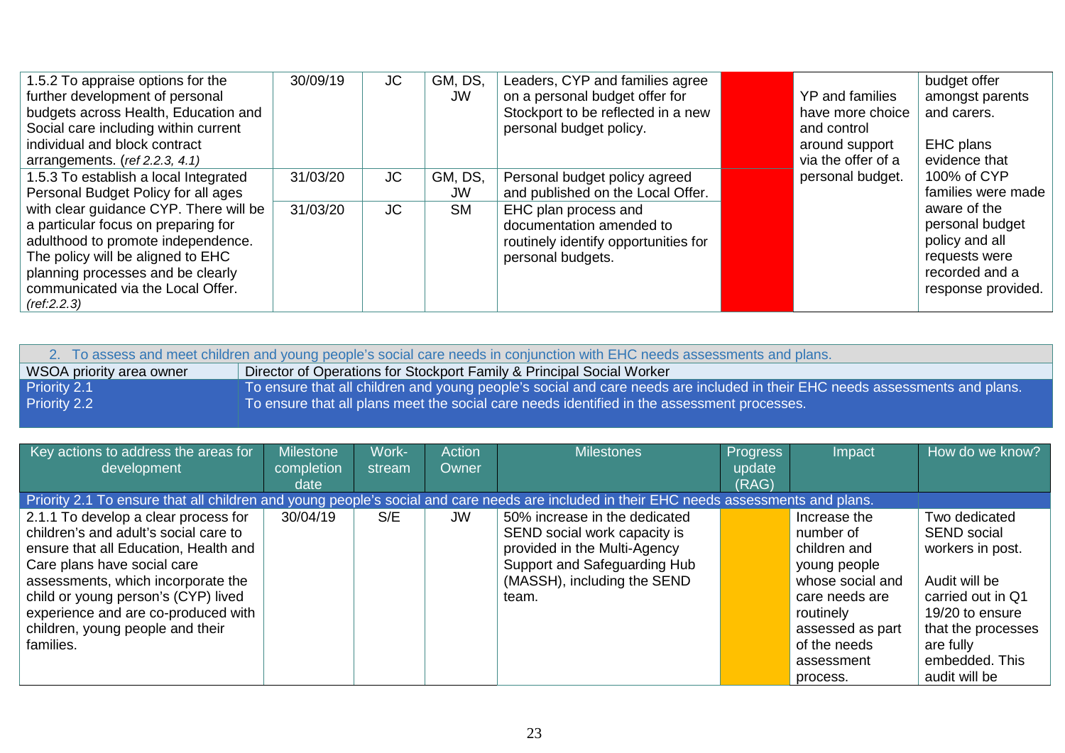| | | | | | | | |
|---|---|---|---|---|---|---|---|
| 1.5.2 To appraise options for the further development of personal budgets across Health, Education and Social care including within current individual and block contract arrangements. (*ref 2.2.3, 4.1)* | 30/09/19 | JC | GM, DS, JW | Leaders, CYP and families agree on a personal budget offer for Stockport to be reflected in a new personal budget policy. | | YP and families have more choice and control around support via the offer of a personal budget. | budget offer amongst parents and carers. EHC plans evidence that 100% of CYP families were made aware of the personal budget policy and all requests were recorded and a response provided. |
| 1.5.3 To establish a local Integrated Personal Budget Policy for all ages with clear guidance CYP. There will be a particular focus on preparing for adulthood to promote independence. The policy will be aligned to EHC planning processes and be clearly communicated via the Local Offer. *(ref:2.2.3)* | 31/03/20 | JC | GM, DS, JW | Personal budget policy agreed and published on the Local Offer. | | | |
| | 31/03/20 | JC | SM | EHC plan process and documentation amended to routinely identify opportunities for personal budgets. | | | |

| 2. To assess and meet children and young people's social care needs in conjunction with EHC needs assessments and plans. | |
|---|---|
| WSOA priority area owner | Director of Operations for Stockport Family & Principal Social Worker |
| Priority 2.1 | To ensure that all children and young people's social and care needs are included in their EHC needs assessments and plans. |
| Priority 2.2 | To ensure that all plans meet the social care needs identified in the assessment processes. |

| Key actions to address the areas for development | Milestone completion date | Work-stream | Action Owner | Milestones | Progress update (RAG) | Impact | How do we know? |
|---|---|---|---|---|---|---|---|
| **Priority 2.1 To ensure that all children and young people's social and care needs are included in their EHC needs assessments and plans.** | | | | | | | |
| 2.1.1 To develop a clear process for children's and adult's social care to ensure that all Education, Health and Care plans have social care assessments, which incorporate the child or young person's (CYP) lived experience and are co-produced with children, young people and their families. | 30/04/19 | S/E | JW | 50% increase in the dedicated SEND social work capacity is provided in the Multi-Agency Support and Safeguarding Hub (MASSH), including the SEND team. | | Increase the number of children and young people whose social and care needs are routinely assessed as part of the needs assessment process. | Two dedicated SEND social workers in post. Audit will be carried out in Q1 19/20 to ensure that the processes are fully embedded. This audit will be |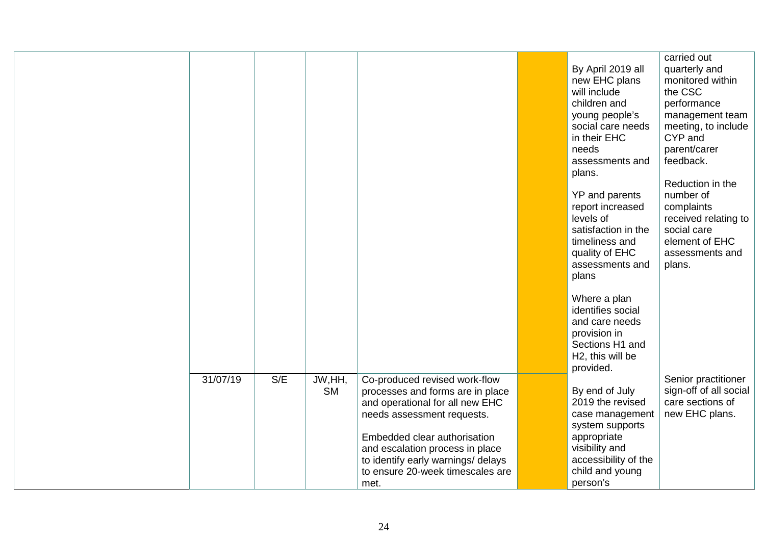| | | | | | | | |
|---|---|---|---|---|---|---|---|
| | | | | | | By April 2019 all new EHC plans will include children and young people's social care needs in their EHC needs assessments and plans.<br><br>YP and parents report increased levels of satisfaction in the timeliness and quality of EHC assessments and plans<br><br>Where a plan identifies social and care needs provision in Sections H1 and H2, this will be provided. | carried out quarterly and monitored within the CSC performance management team meeting, to include CYP and parent/carer feedback.<br><br>Reduction in the number of complaints received relating to social care element of EHC assessments and plans. |
| | 31/07/19 | S/E | JW,HH, SM | Co-produced revised work-flow processes and forms are in place and operational for all new EHC needs assessment requests.<br><br>Embedded clear authorisation and escalation process in place to identify early warnings/ delays to ensure 20-week timescales are met. | | By end of July 2019 the revised case management system supports appropriate visibility and accessibility of the child and young person's | Senior practitioner sign-off of all social care sections of new EHC plans. |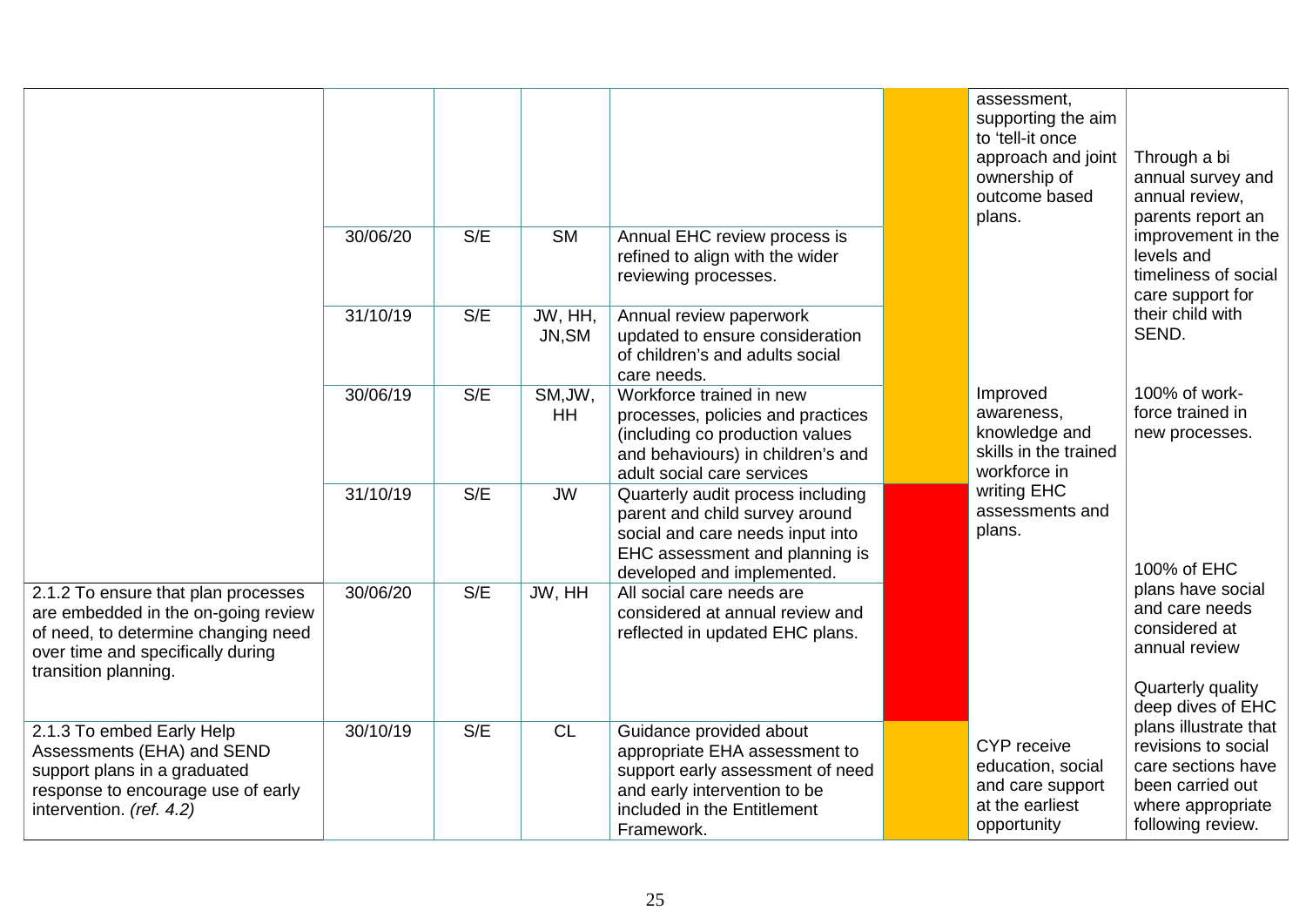| | | | | | | | |
|---|---|---|---|---|---|---|---|
| | | | | | | assessment, supporting the aim to 'tell-it once approach and joint ownership of outcome based plans. | Through a bi annual survey and annual review, parents report an improvement in the levels and timeliness of social care support for their child with SEND. |
| | 30/06/20 | S/E | SM | Annual EHC review process is refined to align with the wider reviewing processes. | | | |
| | 31/10/19 | S/E | JW, HH, JN,SM | Annual review paperwork updated to ensure consideration of children's and adults social care needs. | | | |
| | 30/06/19 | S/E | SM,JW, HH | Workforce trained in new processes, policies and practices (including co production values and behaviours) in children's and adult social care services | | Improved awareness, knowledge and skills in the trained workforce in writing EHC assessments and plans. | 100% of work-force trained in new processes. |
| | 31/10/19 | S/E | JW | Quarterly audit process including parent and child survey around social and care needs input into EHC assessment and planning is developed and implemented. | | | 100% of EHC plans have social and care needs considered at annual review |
| 2.1.2 To ensure that plan processes are embedded in the on-going review of need, to determine changing need over time and specifically during transition planning. | 30/06/20 | S/E | JW, HH | All social care needs are considered at annual review and reflected in updated EHC plans. | | | Quarterly quality deep dives of EHC plans illustrate that revisions to social care sections have been carried out where appropriate following review. |
| 2.1.3 To embed Early Help Assessments (EHA) and SEND support plans in a graduated response to encourage use of early intervention. *(ref. 4.2)* | 30/10/19 | S/E | CL | Guidance provided about appropriate EHA assessment to support early assessment of need and early intervention to be included in the Entitlement Framework. | | CYP receive education, social and care support at the earliest opportunity | |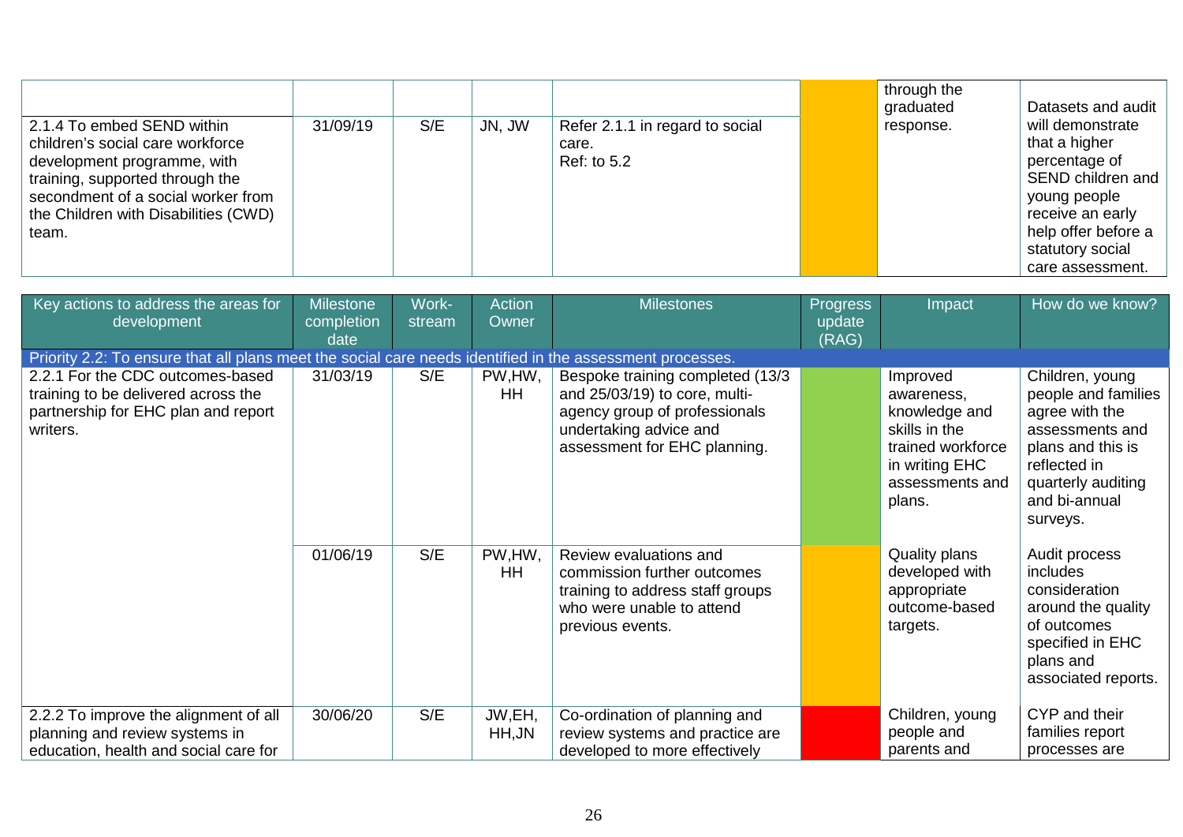| | | | | | | | |
|---|---|---|---|---|---|---|---|
| 2.1.4 To embed SEND within children's social care workforce development programme, with training, supported through the secondment of a social worker from the Children with Disabilities (CWD) team. | 31/09/19 | S/E | JN, JW | Refer 2.1.1 in regard to social care. Ref: to 5.2 | | through the graduated response. | Datasets and audit will demonstrate that a higher percentage of SEND children and young people receive an early help offer before a statutory social care assessment. |

| Key actions to address the areas for development | Milestone completion date | Work-stream | Action Owner | Milestones | Progress update (RAG) | Impact | How do we know? |
|---|---|---|---|---|---|---|---|
| Priority 2.2: To ensure that all plans meet the social care needs identified in the assessment processes. | | | | | | | |
| 2.2.1 For the CDC outcomes-based training to be delivered across the partnership for EHC plan and report writers. | 31/03/19 | S/E | PW,HW, HH | Bespoke training completed (13/3 and 25/03/19) to core, multi-agency group of professionals undertaking advice and assessment for EHC planning. | | Improved awareness, knowledge and skills in the trained workforce in writing EHC assessments and plans. | Children, young people and families agree with the assessments and plans and this is reflected in quarterly auditing and bi-annual surveys. |
| | 01/06/19 | S/E | PW,HW, HH | Review evaluations and commission further outcomes training to address staff groups who were unable to attend previous events. | | Quality plans developed with appropriate outcome-based targets. | Audit process includes consideration around the quality of outcomes specified in EHC plans and associated reports. |
| 2.2.2 To improve the alignment of all planning and review systems in education, health and social care for | 30/06/20 | S/E | JW,EH, HH,JN | Co-ordination of planning and review systems and practice are developed to more effectively | | Children, young people and parents and | CYP and their families report processes are |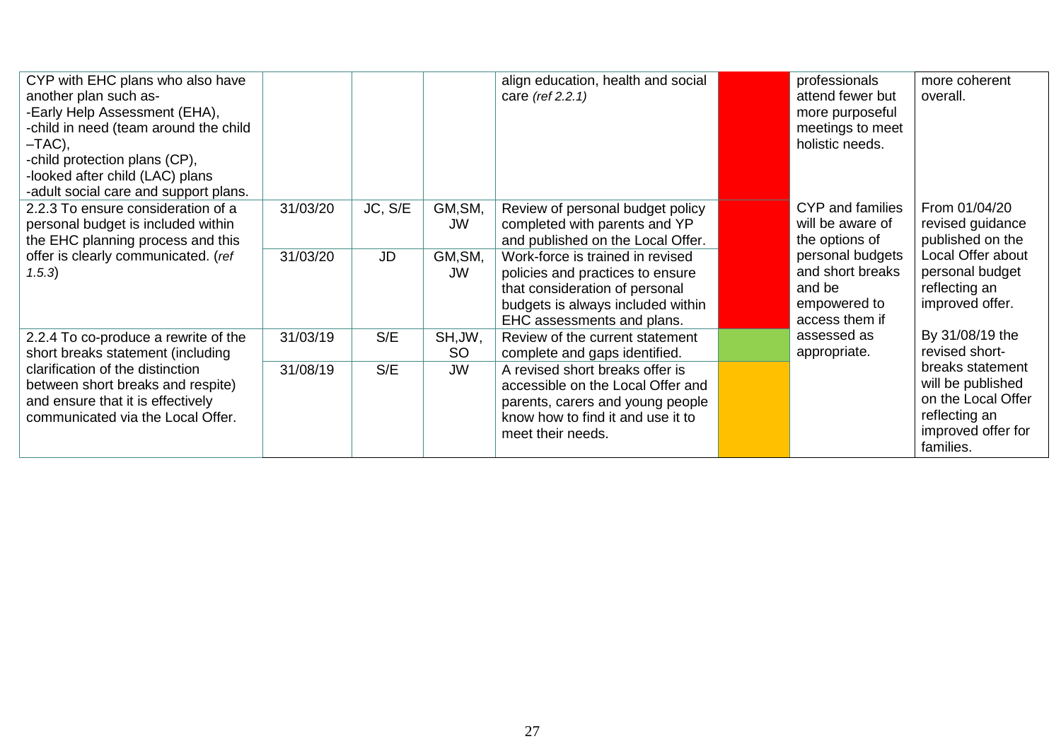| | | | | | | | |
|---|---|---|---|---|---|---|---|
| CYP with EHC plans who also have another plan such as-<br>-Early Help Assessment (EHA),<br>-child in need (team around the child –TAC),<br>-child protection plans (CP),<br>-looked after child (LAC) plans<br>-adult social care and support plans. | | | | align education, health and social care *(ref 2.2.1)* | | professionals attend fewer but more purposeful meetings to meet holistic needs. | more coherent overall. |
| 2.2.3 To ensure consideration of a personal budget is included within the EHC planning process and this offer is clearly communicated. (*ref 1.5.3*) | 31/03/20 | JC, S/E | GM,SM, JW | Review of personal budget policy completed with parents and YP and published on the Local Offer. | | CYP and families will be aware of the options of personal budgets and short breaks and be empowered to access them if assessed as appropriate. | From 01/04/20 revised guidance published on the Local Offer about personal budget reflecting an improved offer. |
| | 31/03/20 | JD | GM,SM, JW | Work-force is trained in revised policies and practices to ensure that consideration of personal budgets is always included within EHC assessments and plans. | | | |
| 2.2.4 To co-produce a rewrite of the short breaks statement (including clarification of the distinction between short breaks and respite) and ensure that it is effectively communicated via the Local Offer. | 31/03/19 | S/E | SH,JW, SO | Review of the current statement complete and gaps identified. | | | By 31/08/19 the revised short-breaks statement will be published on the Local Offer reflecting an improved offer for families. |
| | 31/08/19 | S/E | JW | A revised short breaks offer is accessible on the Local Offer and parents, carers and young people know how to find it and use it to meet their needs. | | | |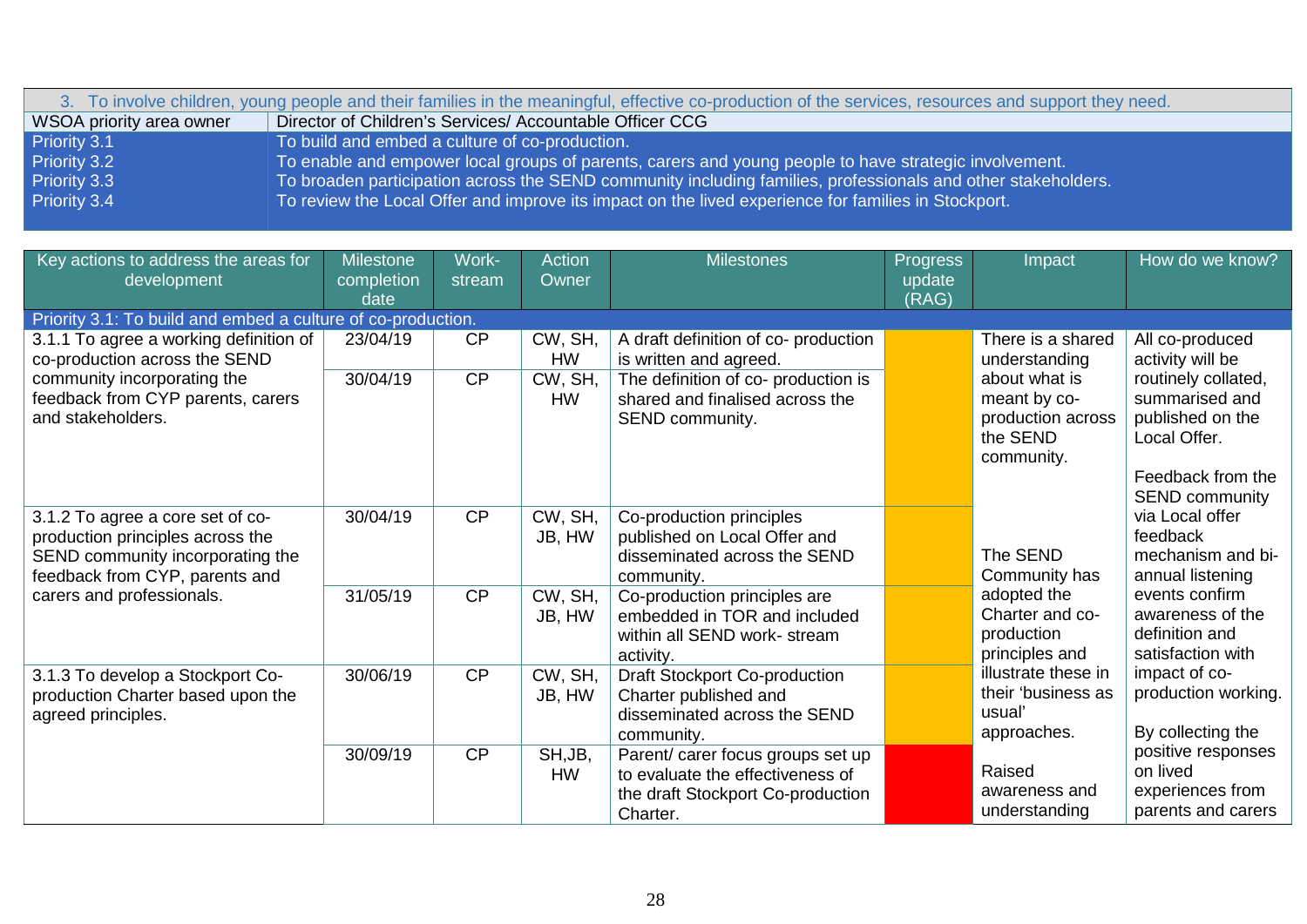| 3. To involve children, young people and their families in the meaningful, effective co-production of the services, resources and support they need. | |
|---|---|
| WSOA priority area owner | Director of Children's Services/ Accountable Officer CCG |
| Priority 3.1 | To build and embed a culture of co-production. |
| Priority 3.2 | To enable and empower local groups of parents, carers and young people to have strategic involvement. |
| Priority 3.3 | To broaden participation across the SEND community including families, professionals and other stakeholders. |
| Priority 3.4 | To review the Local Offer and improve its impact on the lived experience for families in Stockport. |

| Key actions to address the areas for development | Milestone completion date | Work-stream | Action Owner | Milestones | Progress update (RAG) | Impact | How do we know? |
|---|---|---|---|---|---|---|---|
| **Priority 3.1: To build and embed a culture of co-production.** | | | | | | | |
| 3.1.1 To agree a working definition of co-production across the SEND community incorporating the feedback from CYP parents, carers and stakeholders. | 23/04/19 | CP | CW, SH, HW | A draft definition of co- production is written and agreed. | | There is a shared understanding about what is meant by co-production across the SEND community. | All co-produced activity will be routinely collated, summarised and published on the Local Offer. Feedback from the SEND community via Local offer feedback mechanism and bi-annual listening events confirm awareness of the definition and satisfaction with impact of co-production working. By collecting the positive responses on lived experiences from parents and carers |
| | 30/04/19 | CP | CW, SH, HW | The definition of co- production is shared and finalised across the SEND community. | | | |
| 3.1.2 To agree a core set of co-production principles across the SEND community incorporating the feedback from CYP, parents and carers and professionals. | 30/04/19 | CP | CW, SH, JB, HW | Co-production principles published on Local Offer and disseminated across the SEND community. | | The SEND Community has adopted the Charter and co-production principles and illustrate these in their 'business as usual' approaches. | |
| | 31/05/19 | CP | CW, SH, JB, HW | Co-production principles are embedded in TOR and included within all SEND work- stream activity. | | | |
| 3.1.3 To develop a Stockport Co-production Charter based upon the agreed principles. | 30/06/19 | CP | CW, SH, JB, HW | Draft Stockport Co-production Charter published and disseminated across the SEND community. | | | |
| | 30/09/19 | CP | SH,JB, HW | Parent/ carer focus groups set up to evaluate the effectiveness of the draft Stockport Co-production Charter. | | Raised awareness and understanding | |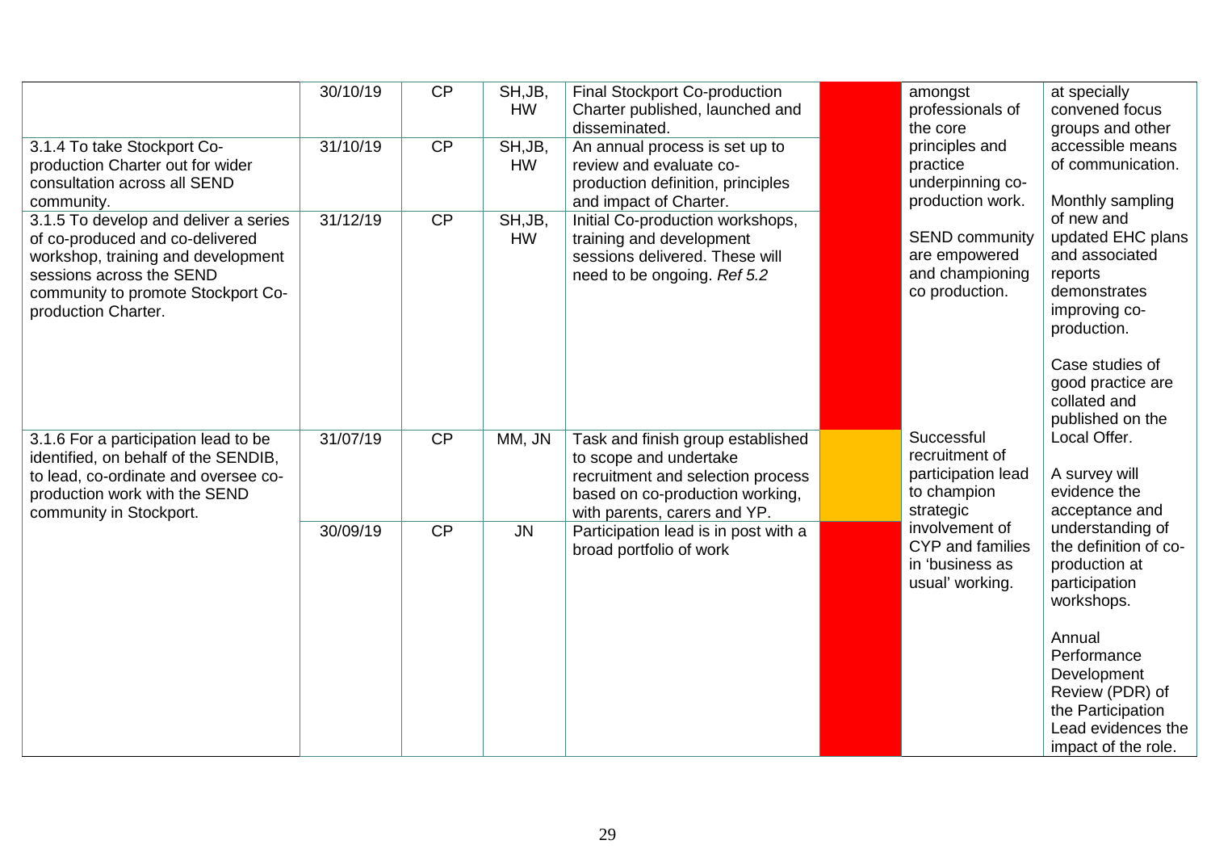| | | | | | | | |
|---|---|---|---|---|---|---|---|
| | 30/10/19 | CP | SH,JB, HW | Final Stockport Co-production Charter published, launched and disseminated. | | amongst professionals of the core principles and practice underpinning co-production work.<br><br>SEND community are empowered and championing co production. | at specially convened focus groups and other accessible means of communication.<br><br>Monthly sampling of new and updated EHC plans and associated reports demonstrates improving co-production.<br><br>Case studies of good practice are collated and published on the Local Offer.<br><br>A survey will evidence the acceptance and understanding of the definition of co-production at participation workshops.<br><br>Annual Performance Development Review (PDR) of the Participation Lead evidences the impact of the role. |
| 3.1.4 To take Stockport Co-production Charter out for wider consultation across all SEND community. | 31/10/19 | CP | SH,JB, HW | An annual process is set up to review and evaluate co-production definition, principles and impact of Charter. | | | |
| 3.1.5 To develop and deliver a series of co-produced and co-delivered workshop, training and development sessions across the SEND community to promote Stockport Co-production Charter. | 31/12/19 | CP | SH,JB, HW | Initial Co-production workshops, training and development sessions delivered. These will need to be ongoing. *Ref 5.2* | | | |
| 3.1.6 For a participation lead to be identified, on behalf of the SENDIB, to lead, co-ordinate and oversee co-production work with the SEND community in Stockport. | 31/07/19 | CP | MM, JN | Task and finish group established to scope and undertake recruitment and selection process based on co-production working, with parents, carers and YP. | | Successful recruitment of participation lead to champion strategic involvement of CYP and families in 'business as usual' working. | |
| | 30/09/19 | CP | JN | Participation lead is in post with a broad portfolio of work | | | |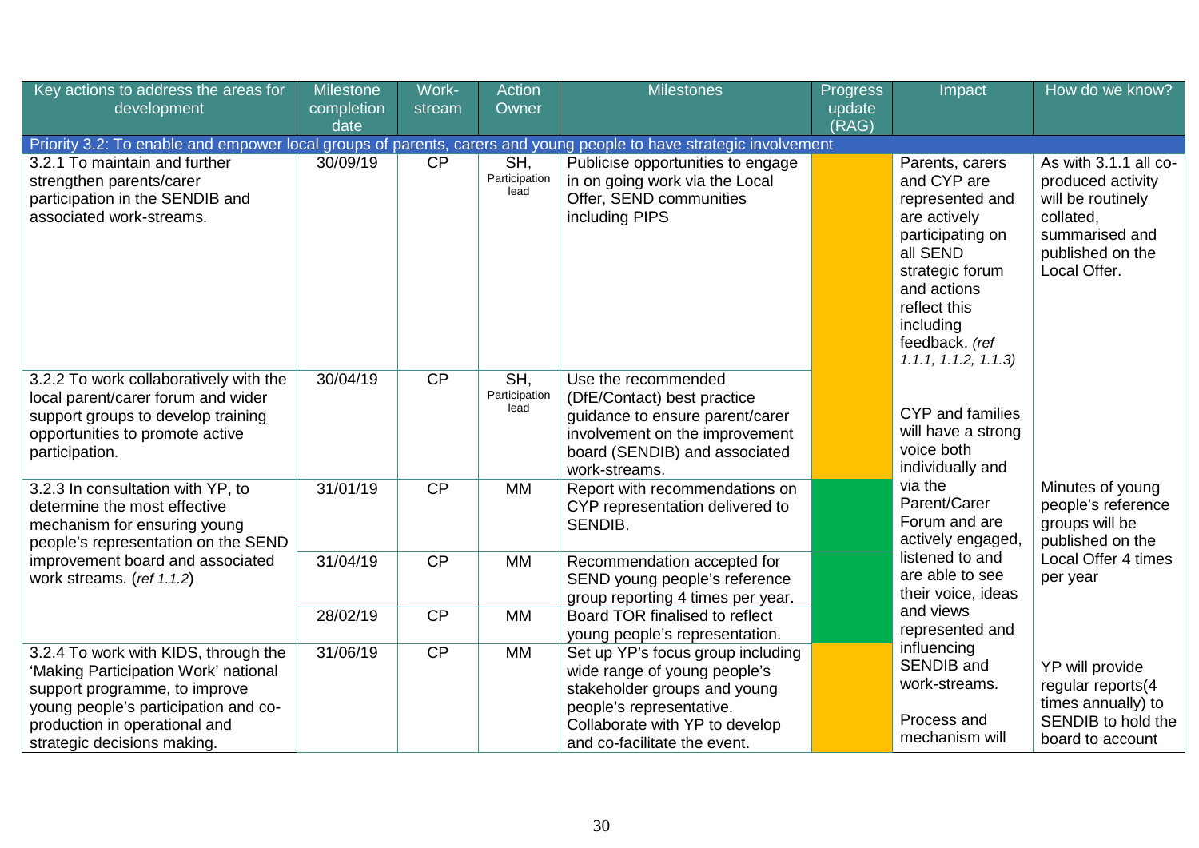| Key actions to address the areas for development | Milestone completion date | Work-stream | Action Owner | Milestones | Progress update (RAG) | Impact | How do we know? |
|---|---|---|---|---|---|---|---|
| Priority 3.2: To enable and empower local groups of parents, carers and young people to have strategic involvement | | | | | | | |
| 3.2.1 To maintain and further strengthen parents/carer participation in the SENDIB and associated work-streams. | 30/09/19 | CP | SH, Participation lead | Publicise opportunities to engage in on going work via the Local Offer, SEND communities including PIPS | | Parents, carers and CYP are represented and are actively participating on all SEND strategic forum and actions reflect this including feedback. *(ref 1.1.1, 1.1.2, 1.1.3)* | As with 3.1.1 all co-produced activity will be routinely collated, summarised and published on the Local Offer. |
| 3.2.2 To work collaboratively with the local parent/carer forum and wider support groups to develop training opportunities to promote active participation. | 30/04/19 | CP | SH, Participation lead | Use the recommended (DfE/Contact) best practice guidance to ensure parent/carer involvement on the improvement board (SENDIB) and associated work-streams. | | CYP and families will have a strong voice both individually and via the Parent/Carer Forum and are actively engaged, listened to and are able to see their voice, ideas and views represented and influencing SENDIB and work-streams. | |
| 3.2.3 In consultation with YP, to determine the most effective mechanism for ensuring young people's representation on the SEND improvement board and associated work streams. (*ref 1.1.2*) | 31/01/19 | CP | MM | Report with recommendations on CYP representation delivered to SENDIB. | | | Minutes of young people's reference groups will be published on the Local Offer 4 times per year |
| | 31/04/19 | CP | MM | Recommendation accepted for SEND young people's reference group reporting 4 times per year. | | | |
| | 28/02/19 | CP | MM | Board TOR finalised to reflect young people's representation. | | | |
| 3.2.4 To work with KIDS, through the 'Making Participation Work' national support programme, to improve young people's participation and co-production in operational and strategic decisions making. | 31/06/19 | CP | MM | Set up YP's focus group including wide range of young people's stakeholder groups and young people's representative. Collaborate with YP to develop and co-facilitate the event. | | Process and mechanism will | YP will provide regular reports(4 times annually) to SENDIB to hold the board to account |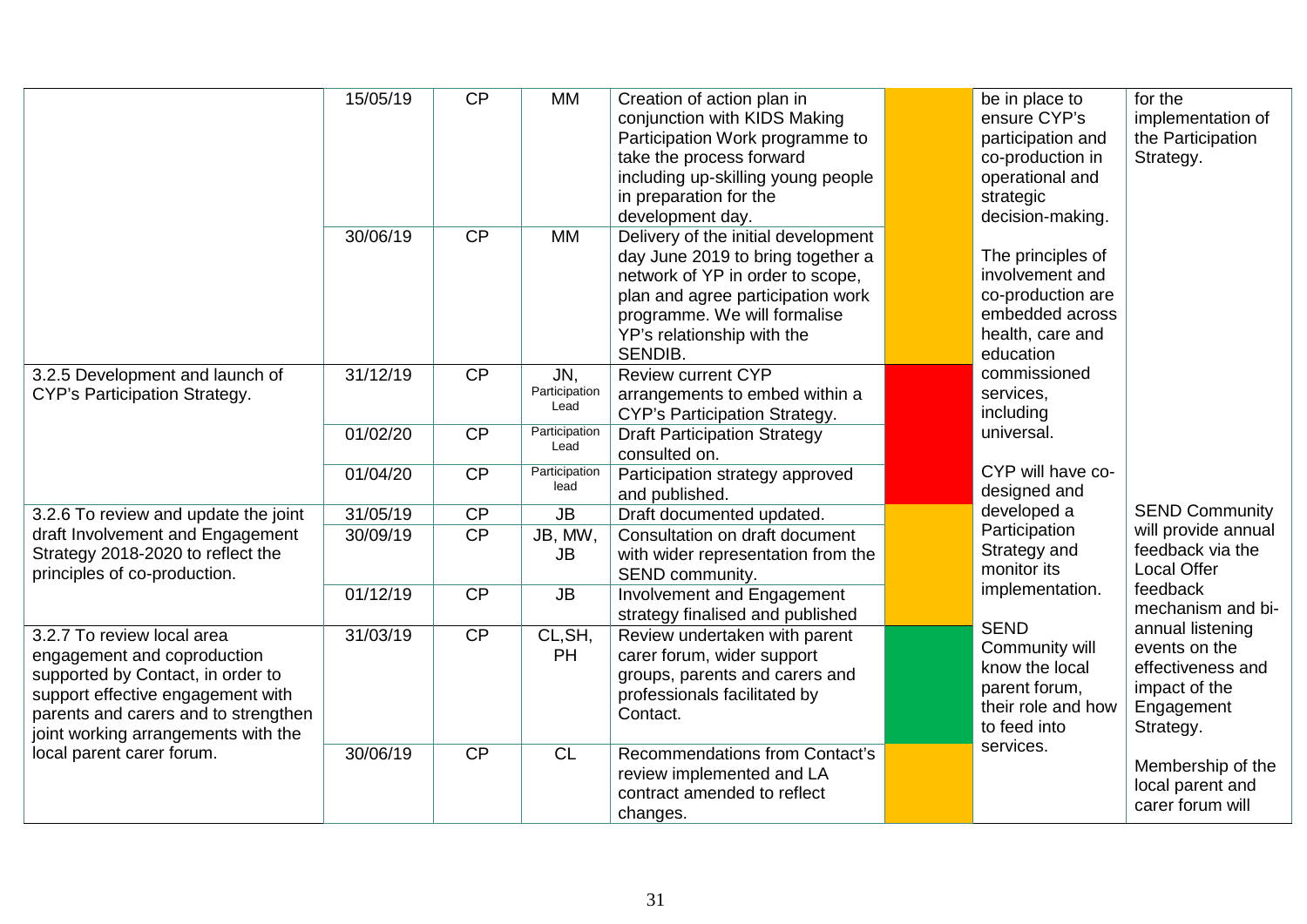|  |  |  |  |  |  |  |  |
|---|---|---|---|---|---|---|---|
|  | 15/05/19 | CP | MM | Creation of action plan in conjunction with KIDS Making Participation Work programme to take the process forward including up-skilling young people in preparation for the development day. |  | be in place to ensure CYP's participation and co-production in operational and strategic decision-making. | for the implementation of the Participation Strategy. |
|  | 30/06/19 | CP | MM | Delivery of the initial development day June 2019 to bring together a network of YP in order to scope, plan and agree participation work programme. We will formalise YP's relationship with the SENDIB. |  | The principles of involvement and co-production are embedded across health, care and education commissioned services, including universal. |  |
| 3.2.5 Development and launch of CYP's Participation Strategy. | 31/12/19 | CP | JN, Participation Lead | Review current CYP arrangements to embed within a CYP's Participation Strategy. |  |  |  |
|  | 01/02/20 | CP | Participation Lead | Draft Participation Strategy consulted on. |  |  |  |
|  | 01/04/20 | CP | Participation lead | Participation strategy approved and published. |  | CYP will have co-designed and developed a Participation Strategy and monitor its implementation. |  |
| 3.2.6 To review and update the joint draft Involvement and Engagement Strategy 2018-2020 to reflect the principles of co-production. | 31/05/19 | CP | JB | Draft documented updated. |  |  | SEND Community will provide annual feedback via the Local Offer feedback mechanism and bi-annual listening events on the effectiveness and impact of the Engagement Strategy. |
|  | 30/09/19 | CP | JB, MW, JB | Consultation on draft document with wider representation from the SEND community. |  |  |  |
|  | 01/12/19 | CP | JB | Involvement and Engagement strategy finalised and published |  |  |  |
| 3.2.7 To review local area engagement and coproduction supported by Contact, in order to support effective engagement with parents and carers and to strengthen joint working arrangements with the local parent carer forum. | 31/03/19 | CP | CL, SH, PH | Review undertaken with parent carer forum, wider support groups, parents and carers and professionals facilitated by Contact. |  | SEND Community will know the local parent forum, their role and how to feed into services. |  |
|  | 30/06/19 | CP | CL | Recommendations from Contact's review implemented and LA contract amended to reflect changes. |  |  | Membership of the local parent and carer forum will |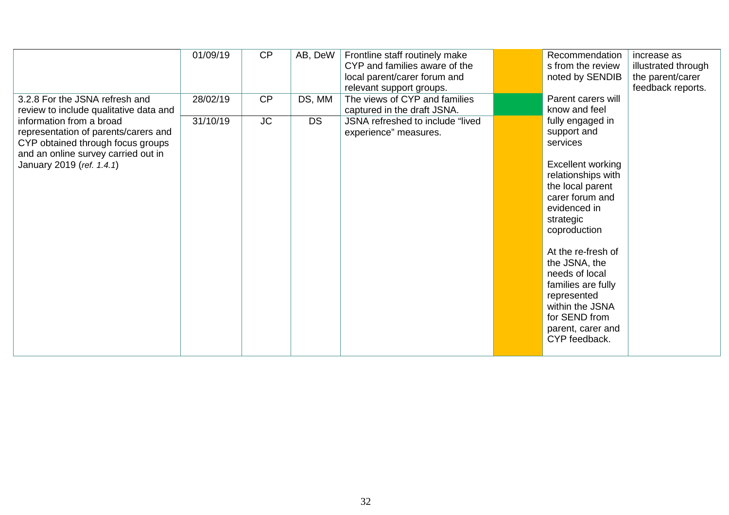| | | | | | | | |
|---|---|---|---|---|---|---|---|
| | 01/09/19 | CP | AB, DeW | Frontline staff routinely make CYP and families aware of the local parent/carer forum and relevant support groups. | | Recommendations from the review noted by SENDIB | increase as illustrated through the parent/carer feedback reports. |
| 3.2.8 For the JSNA refresh and review to include qualitative data and information from a broad representation of parents/carers and CYP obtained through focus groups and an online survey carried out in January 2019 (*ref. 1.4.1*) | 28/02/19 | CP | DS, MM | The views of CYP and families captured in the draft JSNA. | | Parent carers will know and feel fully engaged in support and services<br><br>Excellent working relationships with the local parent carer forum and evidenced in strategic coproduction<br><br>At the re-fresh of the JSNA, the needs of local families are fully represented within the JSNA for SEND from parent, carer and CYP feedback. | |
| | 31/10/19 | JC | DS | JSNA refreshed to include “lived experience” measures. | | | |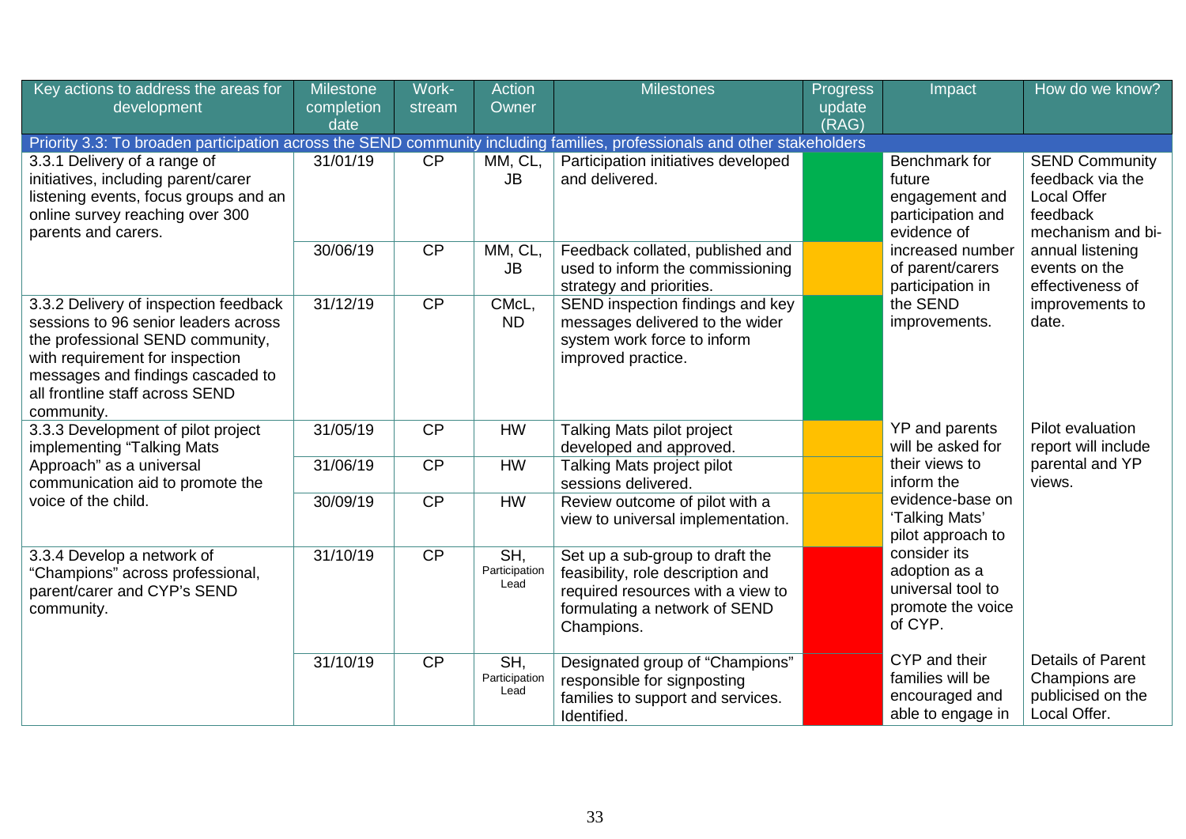| Key actions to address the areas for development | Milestone completion date | Work-stream | Action Owner | Milestones | Progress update (RAG) | Impact | How do we know? |
|---|---|---|---|---|---|---|---|
| **Priority 3.3: To broaden participation across the SEND community including families, professionals and other stakeholders** | | | | | | | |
| 3.3.1 Delivery of a range of initiatives, including parent/carer listening events, focus groups and an online survey reaching over 300 parents and carers. | 31/01/19 | CP | MM, CL, JB | Participation initiatives developed and delivered. | Green | Benchmark for future engagement and participation and evidence of increased number of parent/carers participation in the SEND improvements. | SEND Community feedback via the Local Offer feedback mechanism and bi-annual listening events on the effectiveness of improvements to date. |
| | 30/06/19 | CP | MM, CL, JB | Feedback collated, published and used to inform the commissioning strategy and priorities. | Amber | | |
| 3.3.2 Delivery of inspection feedback sessions to 96 senior leaders across the professional SEND community, with requirement for inspection messages and findings cascaded to all frontline staff across SEND community. | 31/12/19 | CP | CMcL, ND | SEND inspection findings and key messages delivered to the wider system work force to inform improved practice. | Green | | |
| 3.3.3 Development of pilot project implementing "Talking Mats Approach" as a universal communication aid to promote the voice of the child. | 31/05/19 | CP | HW | Talking Mats pilot project developed and approved. | Amber | YP and parents will be asked for their views to inform the evidence-base on 'Talking Mats' pilot approach to consider its adoption as a universal tool to promote the voice of CYP. | Pilot evaluation report will include parental and YP views. |
| | 31/06/19 | CP | HW | Talking Mats project pilot sessions delivered. | Amber | | |
| | 30/09/19 | CP | HW | Review outcome of pilot with a view to universal implementation. | Amber | | |
| 3.3.4 Develop a network of "Champions" across professional, parent/carer and CYP's SEND community. | 31/10/19 | CP | SH, Participation Lead | Set up a sub-group to draft the feasibility, role description and required resources with a view to formulating a network of SEND Champions. | Red | | |
| | 31/10/19 | CP | SH, Participation Lead | Designated group of "Champions" responsible for signposting families to support and services. Identified. | Red | CYP and their families will be encouraged and able to engage in | Details of Parent Champions are publicised on the Local Offer. |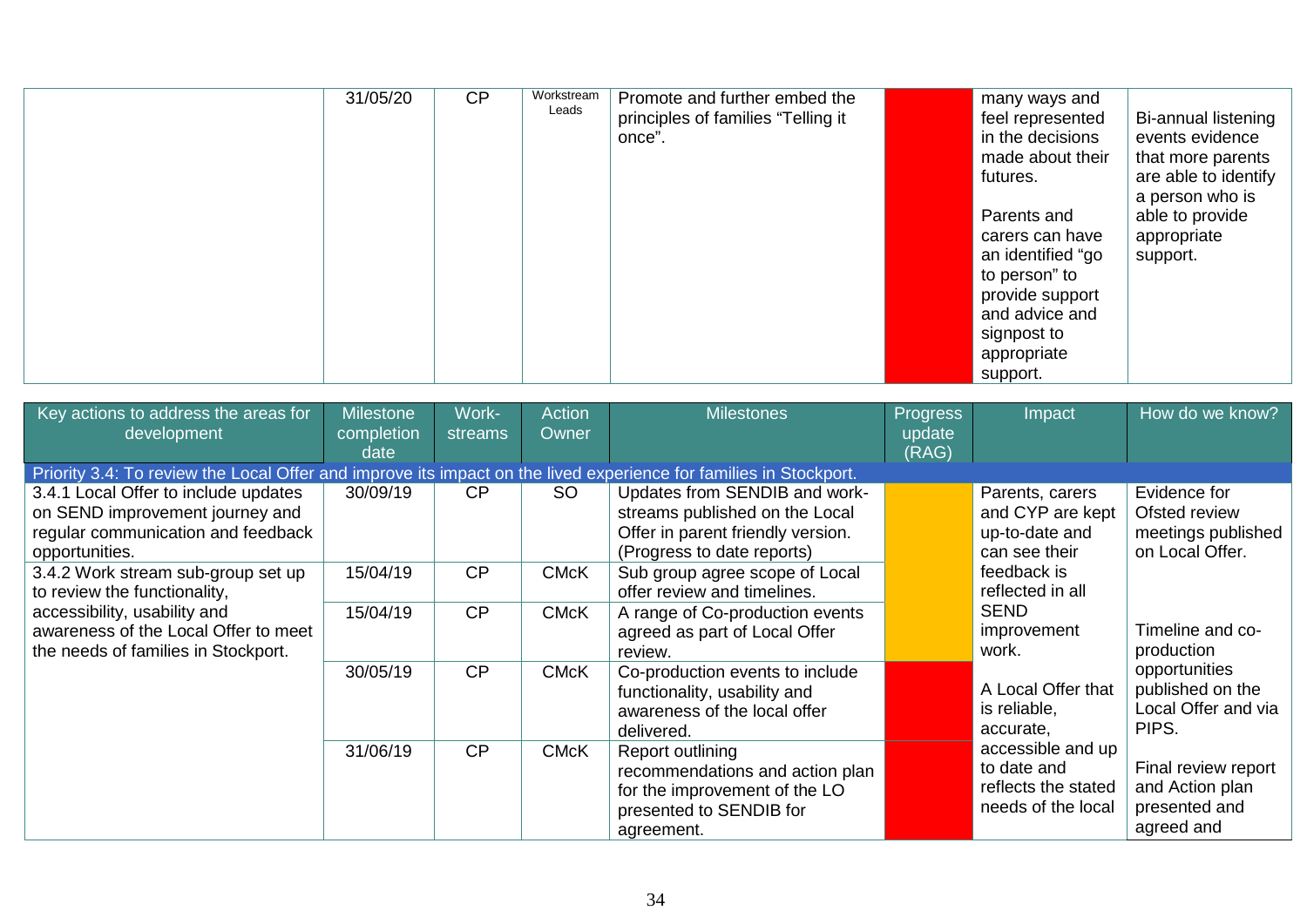| | 31/05/20 | CP | Workstream Leads | Promote and further embed the principles of families "Telling it once". | | many ways and feel represented in the decisions made about their futures.<br><br>Parents and carers can have an identified "go to person" to provide support and advice and signpost to appropriate support. | Bi-annual listening events evidence that more parents are able to identify a person who is able to provide appropriate support. |

| Key actions to address the areas for development | Milestone completion date | Work-streams | Action Owner | Milestones | Progress update (RAG) | Impact | How do we know? |
|---|---|---|---|---|---|---|---|
| Priority 3.4: To review the Local Offer and improve its impact on the lived experience for families in Stockport. | | | | | | | |
| 3.4.1 Local Offer to include updates on SEND improvement journey and regular communication and feedback opportunities. | 30/09/19 | CP | SO | Updates from SENDIB and work-streams published on the Local Offer in parent friendly version. (Progress to date reports) | | Parents, carers and CYP are kept up-to-date and can see their feedback is reflected in all SEND improvement work.<br><br>A Local Offer that is reliable, accurate, accessible and up to date and reflects the stated needs of the local | Evidence for Ofsted review meetings published on Local Offer.<br><br>Timeline and co-production opportunities published on the Local Offer and via PIPS.<br><br>Final review report and Action plan presented and agreed and |
| 3.4.2 Work stream sub-group set up to review the functionality, accessibility, usability and awareness of the Local Offer to meet the needs of families in Stockport. | 15/04/19 | CP | CMcK | Sub group agree scope of Local offer review and timelines. | | | |
| | 15/04/19 | CP | CMcK | A range of Co-production events agreed as part of Local Offer review. | | | |
| | 30/05/19 | CP | CMcK | Co-production events to include functionality, usability and awareness of the local offer delivered. | | | |
| | 31/06/19 | CP | CMcK | Report outlining recommendations and action plan for the improvement of the LO presented to SENDIB for agreement. | | | |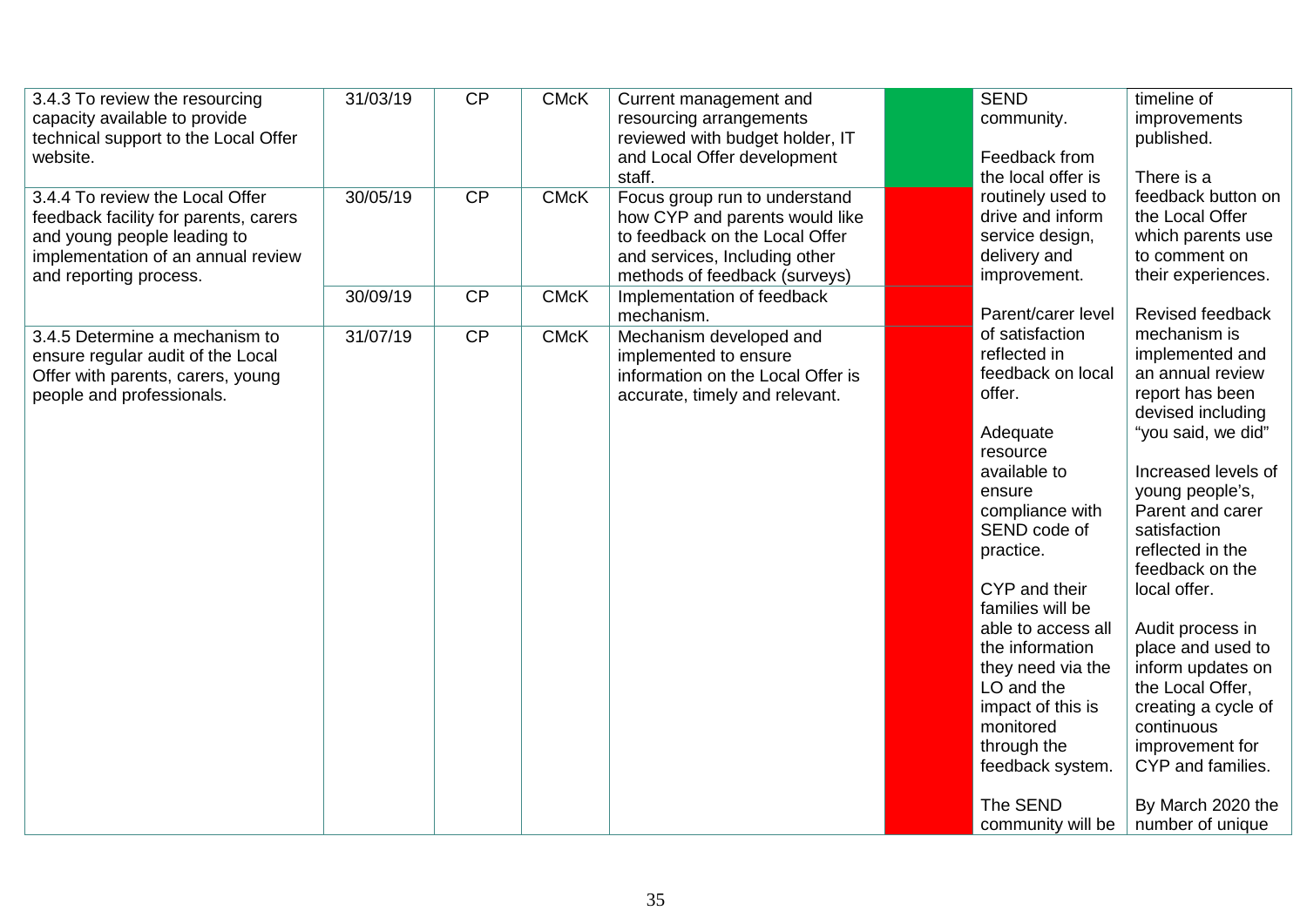| | | | | | | | |
|---|---|---|---|---|---|---|---|
| 3.4.3 To review the resourcing capacity available to provide technical support to the Local Offer website. | 31/03/19 | CP | CMcK | Current management and resourcing arrangements reviewed with budget holder, IT and Local Offer development staff. | | SEND community.<br><br>Feedback from the local offer is routinely used to drive and inform service design, delivery and improvement.<br><br>Parent/carer level of satisfaction reflected in feedback on local offer.<br><br>Adequate resource available to ensure compliance with SEND code of practice.<br><br>CYP and their families will be able to access all the information they need via the LO and the impact of this is monitored through the feedback system.<br><br>The SEND community will be | timeline of improvements published.<br><br>There is a feedback button on the Local Offer which parents use to comment on their experiences.<br><br>Revised feedback mechanism is implemented and an annual review report has been devised including "you said, we did"<br><br>Increased levels of young people's, Parent and carer satisfaction reflected in the feedback on the local offer.<br><br>Audit process in place and used to inform updates on the Local Offer, creating a cycle of continuous improvement for CYP and families.<br><br>By March 2020 the number of unique |
| 3.4.4 To review the Local Offer feedback facility for parents, carers and young people leading to implementation of an annual review and reporting process. | 30/05/19 | CP | CMcK | Focus group run to understand how CYP and parents would like to feedback on the Local Offer and services, Including other methods of feedback (surveys) | | | |
| | 30/09/19 | CP | CMcK | Implementation of feedback mechanism. | | | |
| 3.4.5 Determine a mechanism to ensure regular audit of the Local Offer with parents, carers, young people and professionals. | 31/07/19 | CP | CMcK | Mechanism developed and implemented to ensure information on the Local Offer is accurate, timely and relevant. | | | |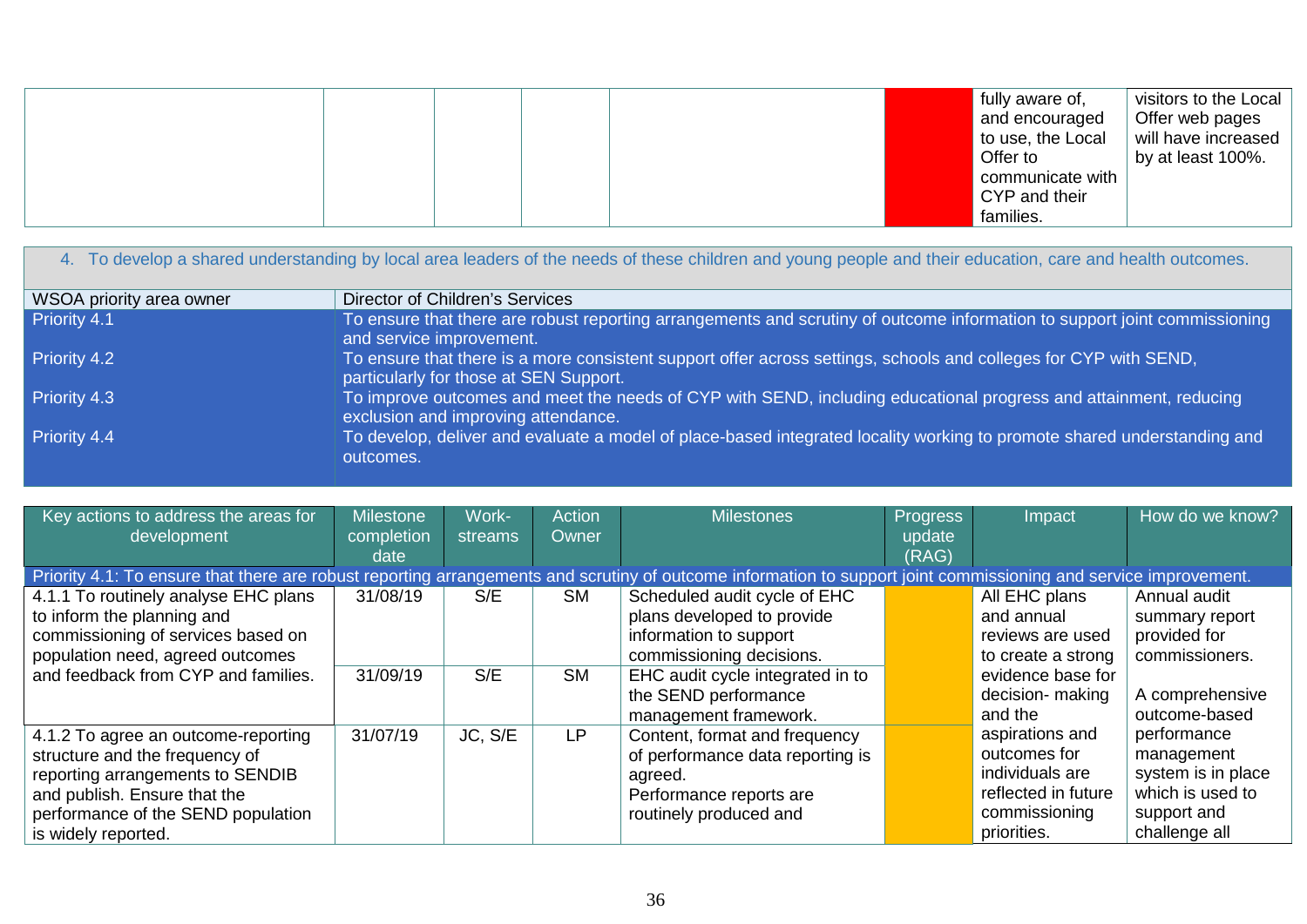| | | | | | | | |
|---|---|---|---|---|---|---|---|
| | | | | | | fully aware of, and encouraged to use, the Local Offer to communicate with CYP and their families. | visitors to the Local Offer web pages will have increased by at least 100%. |

## 4. To develop a shared understanding by local area leaders of the needs of these children and young people and their education, care and health outcomes.

| WSOA priority area owner | Director of Children's Services |
|---|---|
| Priority 4.1 | To ensure that there are robust reporting arrangements and scrutiny of outcome information to support joint commissioning and service improvement. |
| Priority 4.2 | To ensure that there is a more consistent support offer across settings, schools and colleges for CYP with SEND, particularly for those at SEN Support. |
| Priority 4.3 | To improve outcomes and meet the needs of CYP with SEND, including educational progress and attainment, reducing exclusion and improving attendance. |
| Priority 4.4 | To develop, deliver and evaluate a model of place-based integrated locality working to promote shared understanding and outcomes. |

| Key actions to address the areas for development | Milestone completion date | Work-streams | Action Owner | Milestones | Progress update (RAG) | Impact | How do we know? |
|---|---|---|---|---|---|---|---|
| **Priority 4.1: To ensure that there are robust reporting arrangements and scrutiny of outcome information to support joint commissioning and service improvement.** | | | | | | | |
| 4.1.1 To routinely analyse EHC plans to inform the planning and commissioning of services based on population need, agreed outcomes and feedback from CYP and families. | 31/08/19 | S/E | SM | Scheduled audit cycle of EHC plans developed to provide information to support commissioning decisions. | | All EHC plans and annual reviews are used to create a strong evidence base for decision- making and the aspirations and outcomes for individuals are reflected in future commissioning priorities. | Annual audit summary report provided for commissioners.<br><br>A comprehensive outcome-based performance management system is in place which is used to support and challenge all |
| | 31/09/19 | S/E | SM | EHC audit cycle integrated in to the SEND performance management framework. | | | |
| 4.1.2 To agree an outcome-reporting structure and the frequency of reporting arrangements to SENDIB and publish. Ensure that the performance of the SEND population is widely reported. | 31/07/19 | JC, S/E | LP | Content, format and frequency of performance data reporting is agreed.<br>Performance reports are routinely produced and | | | |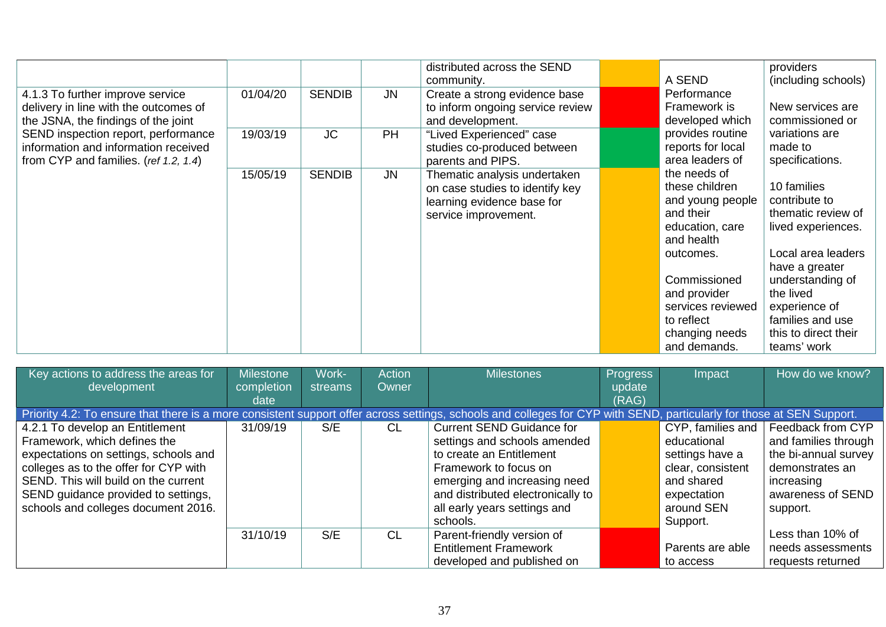| | | | | | | | |
|---|---|---|---|---|---|---|---|
| | | | | distributed across the SEND community. | | A SEND Performance Framework is developed which provides routine reports for local area leaders of the needs of these children and young people and their education, care and health outcomes.<br><br>Commissioned and provider services reviewed to reflect changing needs and demands. | providers (including schools)<br><br>New services are commissioned or variations are made to specifications.<br><br>10 families contribute to thematic review of lived experiences.<br><br>Local area leaders have a greater understanding of the lived experience of families and use this to direct their teams' work |
| 4.1.3 To further improve service delivery in line with the outcomes of the JSNA, the findings of the joint SEND inspection report, performance information and information received from CYP and families. (*ref 1.2, 1.4*) | 01/04/20 | SENDIB | JN | Create a strong evidence base to inform ongoing service review and development. | | | |
| | 19/03/19 | JC | PH | "Lived Experienced" case studies co-produced between parents and PIPS. | | | |
| | 15/05/19 | SENDIB | JN | Thematic analysis undertaken on case studies to identify key learning evidence base for service improvement. | | | |

| Key actions to address the areas for development | Milestone completion date | Work-streams | Action Owner | Milestones | Progress update (RAG) | Impact | How do we know? |
|---|---|---|---|---|---|---|---|
| Priority 4.2: To ensure that there is a more consistent support offer across settings, schools and colleges for CYP with SEND, particularly for those at SEN Support. | | | | | | | |
| 4.2.1 To develop an Entitlement Framework, which defines the expectations on settings, schools and colleges as to the offer for CYP with SEND. This will build on the current SEND guidance provided to settings, schools and colleges document 2016. | 31/09/19 | S/E | CL | Current SEND Guidance for settings and schools amended to create an Entitlement Framework to focus on emerging and increasing need and distributed electronically to all early years settings and schools. | | CYP, families and educational settings have a clear, consistent and shared expectation around SEN Support. | Feedback from CYP and families through the bi-annual survey demonstrates an increasing awareness of SEND support. |
| | 31/10/19 | S/E | CL | Parent-friendly version of Entitlement Framework developed and published on | | Parents are able to access | Less than 10% of needs assessments requests returned |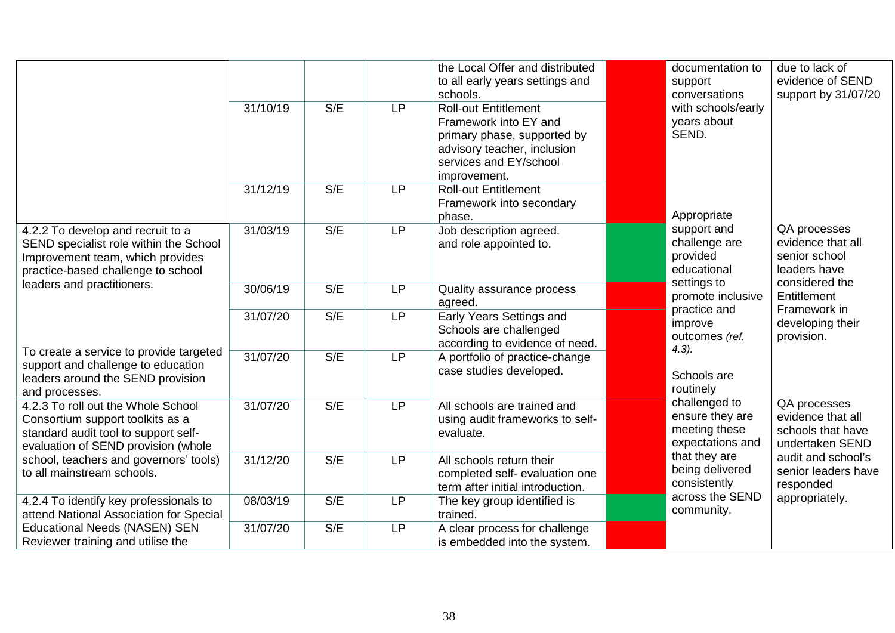| | | | | | | | |
|---|---|---|---|---|---|---|---|
| | | | | the Local Offer and distributed to all early years settings and schools. | | documentation to support conversations with schools/early years about SEND. | due to lack of evidence of SEND support by 31/07/20 |
| | 31/10/19 | S/E | LP | Roll-out Entitlement Framework into EY and primary phase, supported by advisory teacher, inclusion services and EY/school improvement. | | | |
| | 31/12/19 | S/E | LP | Roll-out Entitlement Framework into secondary phase. | | Appropriate support and challenge are provided educational settings to promote inclusive practice and improve outcomes *(ref. 4.3).* | QA processes evidence that all senior school leaders have considered the Entitlement Framework in developing their provision. |
| 4.2.2 To develop and recruit to a SEND specialist role within the School Improvement team, which provides practice-based challenge to school leaders and practitioners. | 31/03/19 | S/E | LP | Job description agreed. and role appointed to. | | | |
| | 30/06/19 | S/E | LP | Quality assurance process agreed. | | | |
| | 31/07/20 | S/E | LP | Early Years Settings and Schools are challenged according to evidence of need. | | | |
| To create a service to provide targeted support and challenge to education leaders around the SEND provision and processes. | 31/07/20 | S/E | LP | A portfolio of practice-change case studies developed. | | Schools are routinely challenged to ensure they are meeting these expectations and that they are being delivered consistently across the SEND community. | |
| 4.2.3 To roll out the Whole School Consortium support toolkits as a standard audit tool to support self-evaluation of SEND provision (whole school, teachers and governors' tools) to all mainstream schools. | 31/07/20 | S/E | LP | All schools are trained and using audit frameworks to self-evaluate. | | | QA processes evidence that all schools that have undertaken SEND audit and school's senior leaders have responded appropriately. |
| | 31/12/20 | S/E | LP | All schools return their completed self- evaluation one term after initial introduction. | | | |
| 4.2.4 To identify key professionals to attend National Association for Special Educational Needs (NASEN) SEN Reviewer training and utilise the | 08/03/19 | S/E | LP | The key group identified is trained. | | | |
| | 31/07/20 | S/E | LP | A clear process for challenge is embedded into the system. | | | |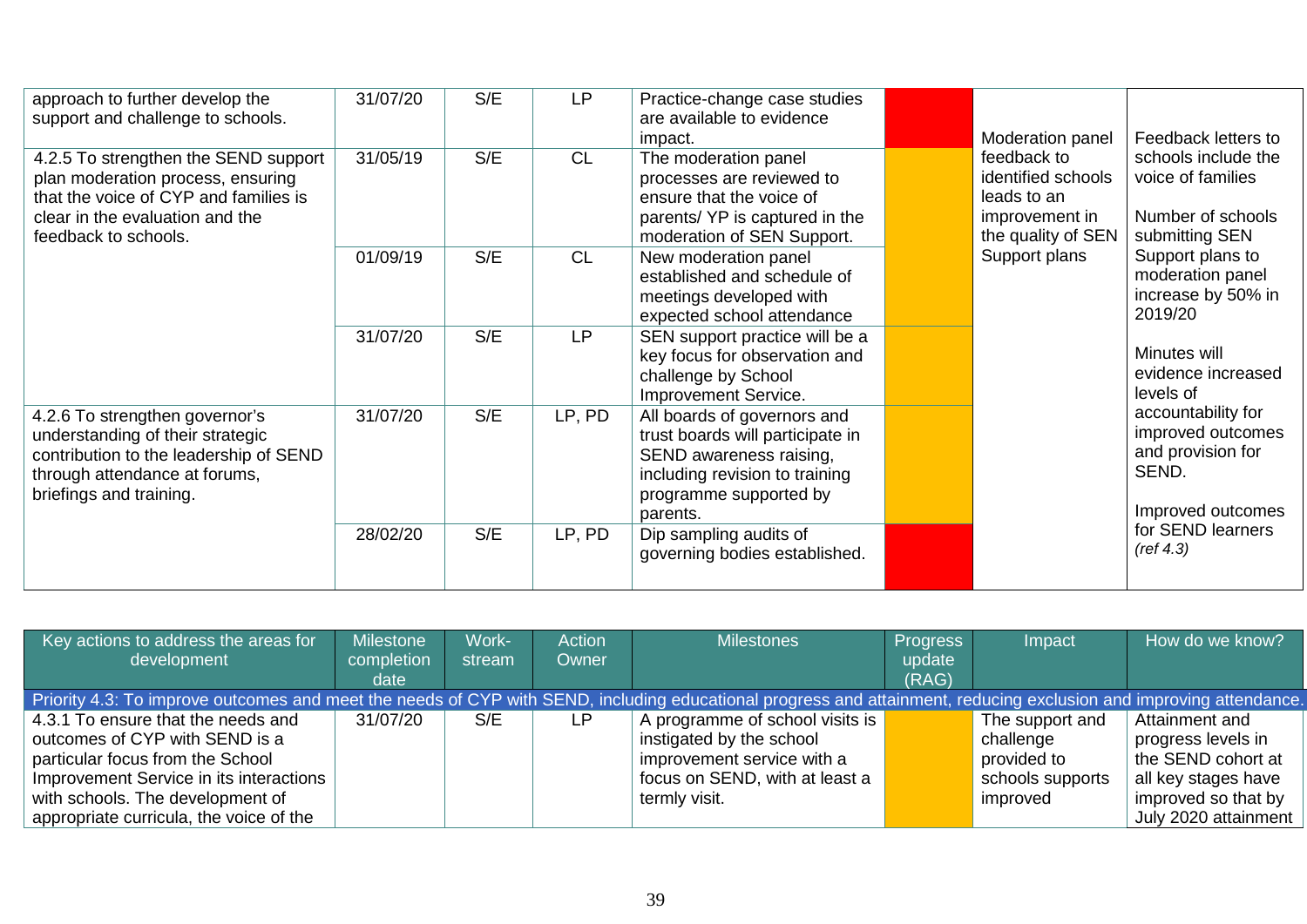| Key actions to address the areas for development | Milestone completion date | Work-stream | Action Owner | Milestones | Progress update (RAG) | Impact | How do we know? |
|---|---|---|---|---|---|---|---|
| approach to further develop the support and challenge to schools. | 31/07/20 | S/E | LP | Practice-change case studies are available to evidence impact. | | Moderation panel feedback to identified schools leads to an improvement in the quality of SEN Support plans | Feedback letters to schools include the voice of families<br><br>Number of schools submitting SEN Support plans to moderation panel increase by 50% in 2019/20<br><br>Minutes will evidence increased levels of accountability for improved outcomes and provision for SEND.<br><br>Improved outcomes for SEND learners *(ref 4.3)* |
| 4.2.5 To strengthen the SEND support plan moderation process, ensuring that the voice of CYP and families is clear in the evaluation and the feedback to schools. | 31/05/19 | S/E | CL | The moderation panel processes are reviewed to ensure that the voice of parents/ YP is captured in the moderation of SEN Support. | | | |
| | 01/09/19 | S/E | CL | New moderation panel established and schedule of meetings developed with expected school attendance | | | |
| | 31/07/20 | S/E | LP | SEN support practice will be a key focus for observation and challenge by School Improvement Service. | | | |
| 4.2.6 To strengthen governor's understanding of their strategic contribution to the leadership of SEND through attendance at forums, briefings and training. | 31/07/20 | S/E | LP, PD | All boards of governors and trust boards will participate in SEND awareness raising, including revision to training programme supported by parents. | | | |
| | 28/02/20 | S/E | LP, PD | Dip sampling audits of governing bodies established. | | | |

| Key actions to address the areas for development | Milestone completion date | Work-stream | Action Owner | Milestones | Progress update (RAG) | Impact | How do we know? |
|---|---|---|---|---|---|---|---|
| Priority 4.3: To improve outcomes and meet the needs of CYP with SEND, including educational progress and attainment, reducing exclusion and improving attendance. | | | | | | | |
| 4.3.1 To ensure that the needs and outcomes of CYP with SEND is a particular focus from the School Improvement Service in its interactions with schools. The development of appropriate curricula, the voice of the | 31/07/20 | S/E | LP | A programme of school visits is instigated by the school improvement service with a focus on SEND, with at least a termly visit. | | The support and challenge provided to schools supports improved | Attainment and progress levels in the SEND cohort at all key stages have improved so that by July 2020 attainment |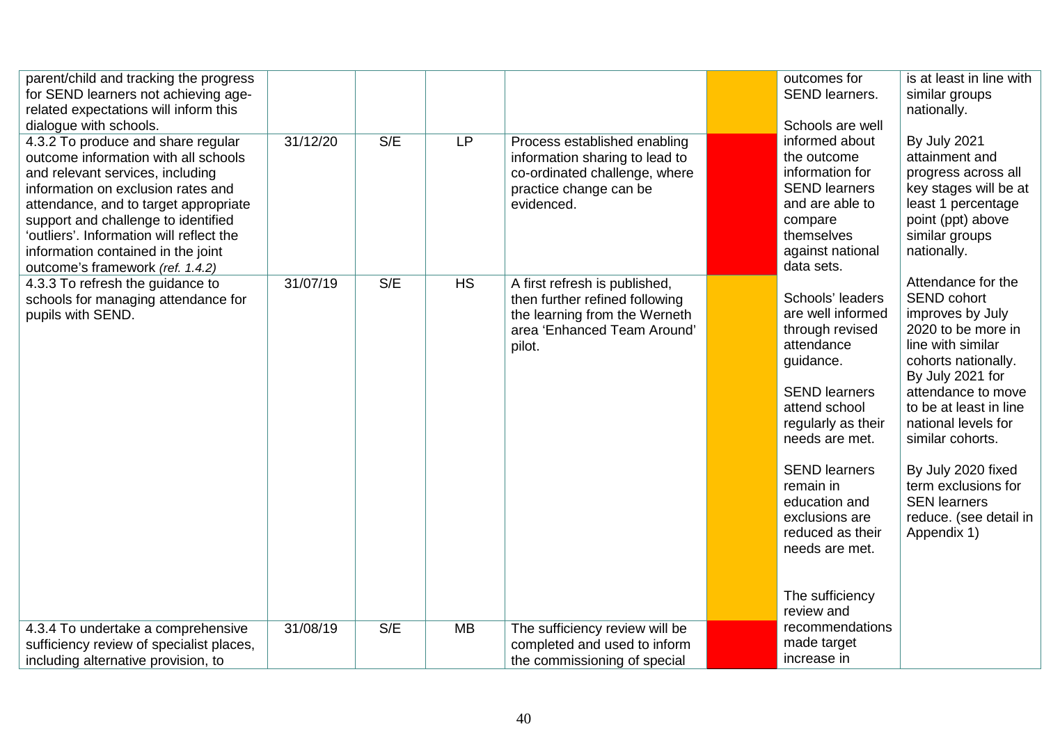| | | | | | | | |
|---|---|---|---|---|---|---|---|
| parent/child and tracking the progress for SEND learners not achieving age-related expectations will inform this dialogue with schools. | | | | | | outcomes for SEND learners.<br><br>Schools are well | is at least in line with similar groups nationally. |
| 4.3.2 To produce and share regular outcome information with all schools and relevant services, including information on exclusion rates and attendance, and to target appropriate support and challenge to identified 'outliers'. Information will reflect the information contained in the joint outcome's framework *(ref. 1.4.2)* | 31/12/20 | S/E | LP | Process established enabling information sharing to lead to co-ordinated challenge, where practice change can be evidenced. | | informed about the outcome information for SEND learners and are able to compare themselves against national data sets. | By July 2021 attainment and progress across all key stages will be at least 1 percentage point (ppt) above similar groups nationally. |
| 4.3.3 To refresh the guidance to schools for managing attendance for pupils with SEND. | 31/07/19 | S/E | HS | A first refresh is published, then further refined following the learning from the Werneth area 'Enhanced Team Around' pilot. | | Schools' leaders are well informed through revised attendance guidance.<br><br>SEND learners attend school regularly as their needs are met.<br><br>SEND learners remain in education and exclusions are reduced as their needs are met.<br><br>The sufficiency review and | Attendance for the SEND cohort improves by July 2020 to be more in line with similar cohorts nationally. By July 2021 for attendance to move to be at least in line national levels for similar cohorts.<br><br>By July 2020 fixed term exclusions for SEN learners reduce. (see detail in Appendix 1) |
| 4.3.4 To undertake a comprehensive sufficiency review of specialist places, including alternative provision, to | 31/08/19 | S/E | MB | The sufficiency review will be completed and used to inform the commissioning of special | | recommendations made target increase in | |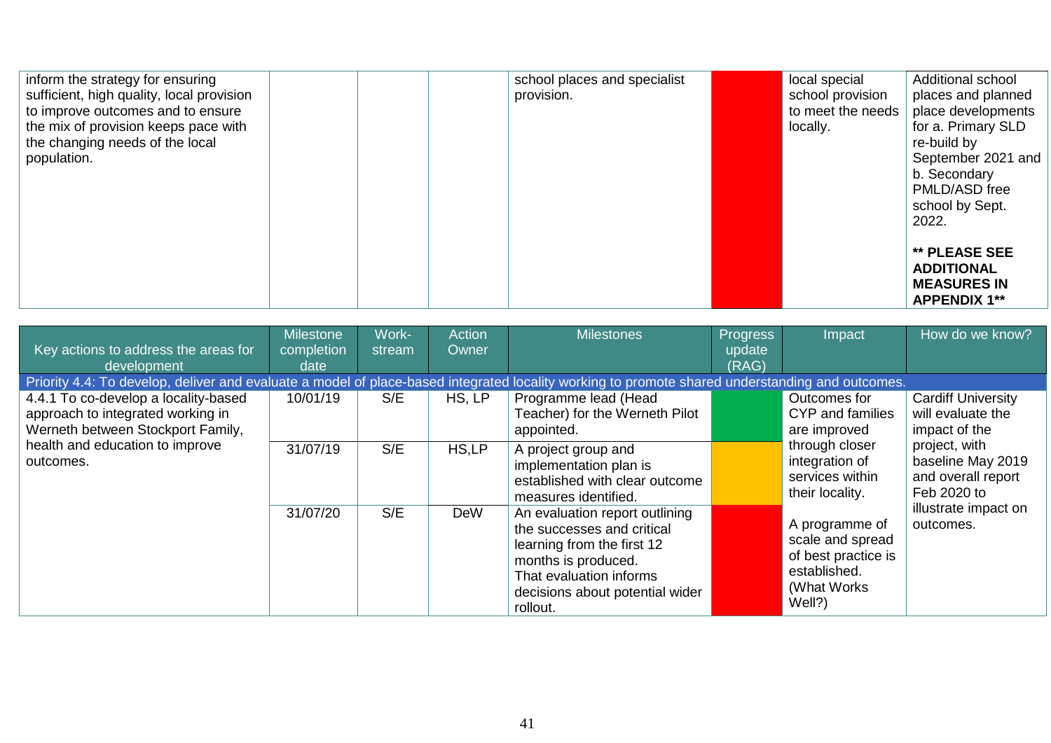| | | | | | | | |
|---|---|---|---|---|---|---|---|
| inform the strategy for ensuring sufficient, high quality, local provision to improve outcomes and to ensure the mix of provision keeps pace with the changing needs of the local population. | | | | school places and specialist provision. | | local special school provision to meet the needs locally. | Additional school places and planned place developments for a. Primary SLD re-build by September 2021 and b. Secondary PMLD/ASD free school by Sept. 2022.<br><br>**\*\* PLEASE SEE ADDITIONAL MEASURES IN APPENDIX 1\*\*** |

| Key actions to address the areas for development | Milestone completion date | Work-stream | Action Owner | Milestones | Progress update (RAG) | Impact | How do we know? |
|---|---|---|---|---|---|---|---|
| Priority 4.4: To develop, deliver and evaluate a model of place-based integrated locality working to promote shared understanding and outcomes. | | | | | | | |
| 4.4.1 To co-develop a locality-based approach to integrated working in Werneth between Stockport Family, health and education to improve outcomes. | 10/01/19 | S/E | HS, LP | Programme lead (Head Teacher) for the Werneth Pilot appointed. | | Outcomes for CYP and families are improved through closer integration of services within their locality.<br><br>A programme of scale and spread of best practice is established. (What Works Well?) | Cardiff University will evaluate the impact of the project, with baseline May 2019 and overall report Feb 2020 to illustrate impact on outcomes. |
| | 31/07/19 | S/E | HS,LP | A project group and implementation plan is established with clear outcome measures identified. | | | |
| | 31/07/20 | S/E | DeW | An evaluation report outlining the successes and critical learning from the first 12 months is produced. That evaluation informs decisions about potential wider rollout. | | | |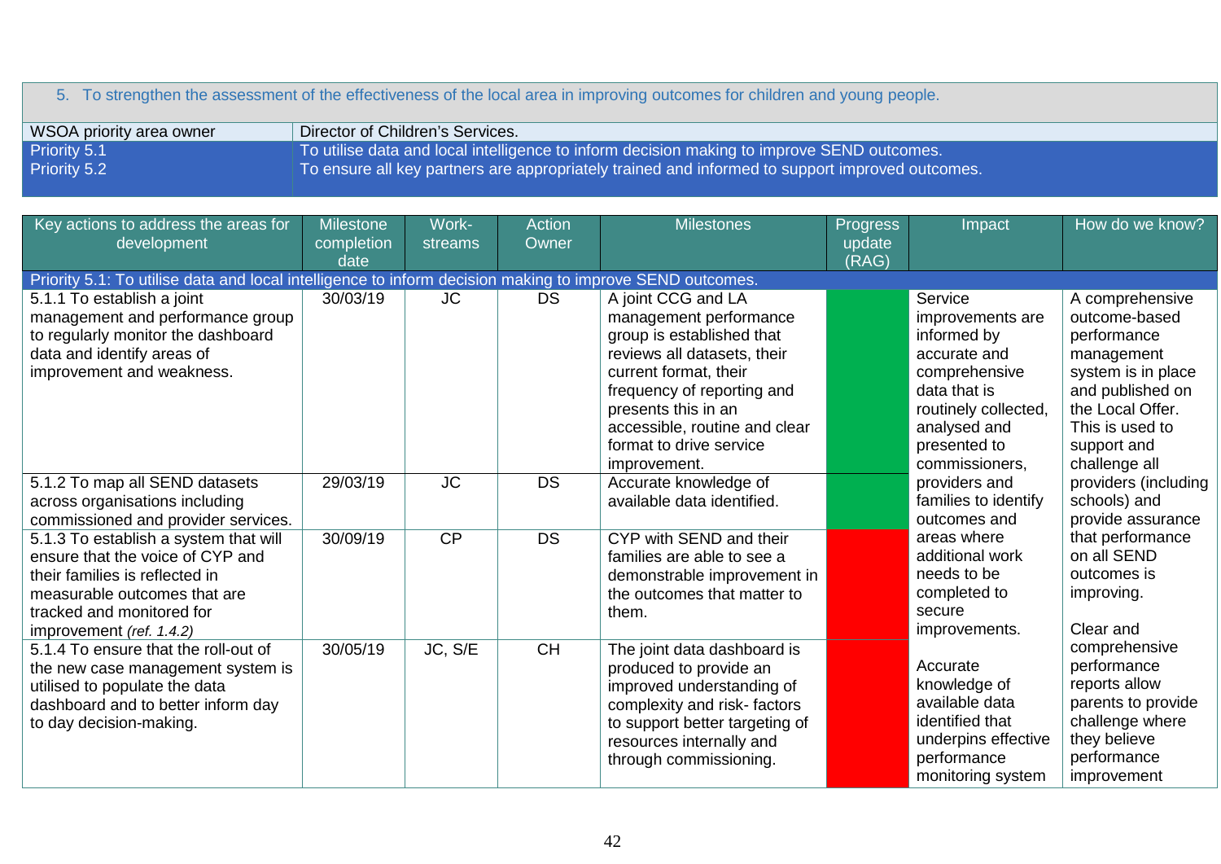| 5. To strengthen the assessment of the effectiveness of the local area in improving outcomes for children and young people. | |
|---|---|
| WSOA priority area owner | Director of Children's Services. |
| Priority 5.1 | To utilise data and local intelligence to inform decision making to improve SEND outcomes. |
| Priority 5.2 | To ensure all key partners are appropriately trained and informed to support improved outcomes. |

| Key actions to address the areas for development | Milestone completion date | Work-streams | Action Owner | Milestones | Progress update (RAG) | Impact | How do we know? |
|---|---|---|---|---|---|---|---|
| Priority 5.1: To utilise data and local intelligence to inform decision making to improve SEND outcomes. | | | | | | | |
| 5.1.1 To establish a joint management and performance group to regularly monitor the dashboard data and identify areas of improvement and weakness. | 30/03/19 | JC | DS | A joint CCG and LA management performance group is established that reviews all datasets, their current format, their frequency of reporting and presents this in an accessible, routine and clear format to drive service improvement. | Green | Service improvements are informed by accurate and comprehensive data that is routinely collected, analysed and presented to commissioners, providers and families to identify outcomes and areas where additional work needs to be completed to secure improvements.<br><br>Accurate knowledge of available data identified that underpins effective performance monitoring system | A comprehensive outcome-based performance management system is in place and published on the Local Offer. This is used to support and challenge all providers (including schools) and provide assurance that performance on all SEND outcomes is improving.<br><br>Clear and comprehensive performance reports allow parents to provide challenge where they believe performance improvement |
| 5.1.2 To map all SEND datasets across organisations including commissioned and provider services. | 29/03/19 | JC | DS | Accurate knowledge of available data identified. | Green | | |
| 5.1.3 To establish a system that will ensure that the voice of CYP and their families is reflected in measurable outcomes that are tracked and monitored for improvement *(ref. 1.4.2)* | 30/09/19 | CP | DS | CYP with SEND and their families are able to see a demonstrable improvement in the outcomes that matter to them. | Red | | |
| 5.1.4 To ensure that the roll-out of the new case management system is utilised to populate the data dashboard and to better inform day to day decision-making. | 30/05/19 | JC, S/E | CH | The joint data dashboard is produced to provide an improved understanding of complexity and risk- factors to support better targeting of resources internally and through commissioning. | Red | | |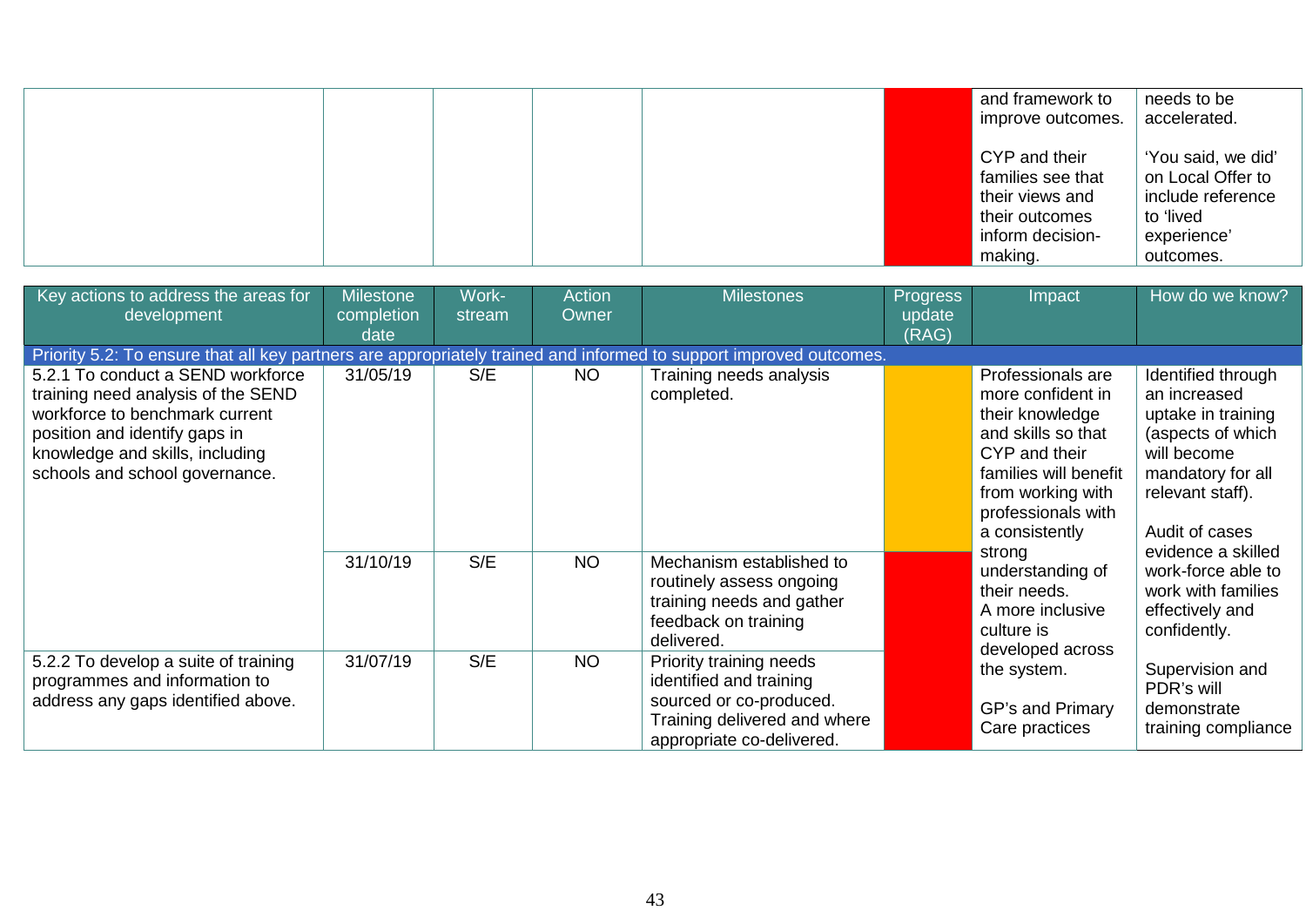| | | | | | | | |
|---|---|---|---|---|---|---|---|
| | | | | | | and framework to improve outcomes.<br><br>CYP and their families see that their views and their outcomes inform decision-making. | needs to be accelerated.<br><br>'You said, we did' on Local Offer to include reference to 'lived experience' outcomes. |

| Key actions to address the areas for development | Milestone completion date | Work-stream | Action Owner | Milestones | Progress update (RAG) | Impact | How do we know? |
|---|---|---|---|---|---|---|---|
| Priority 5.2: To ensure that all key partners are appropriately trained and informed to support improved outcomes. | | | | | | | |
| 5.2.1 To conduct a SEND workforce training need analysis of the SEND workforce to benchmark current position and identify gaps in knowledge and skills, including schools and school governance. | 31/05/19 | S/E | NO | Training needs analysis completed. | | Professionals are more confident in their knowledge and skills so that CYP and their families will benefit from working with professionals with a consistently strong understanding of their needs.<br>A more inclusive culture is developed across the system.<br><br>GP's and Primary Care practices | Identified through an increased uptake in training (aspects of which will become mandatory for all relevant staff).<br><br>Audit of cases evidence a skilled work-force able to work with families effectively and confidently.<br><br>Supervision and PDR's will demonstrate training compliance |
| | 31/10/19 | S/E | NO | Mechanism established to routinely assess ongoing training needs and gather feedback on training delivered. | | | |
| 5.2.2 To develop a suite of training programmes and information to address any gaps identified above. | 31/07/19 | S/E | NO | Priority training needs identified and training sourced or co-produced. Training delivered and where appropriate co-delivered. | | | |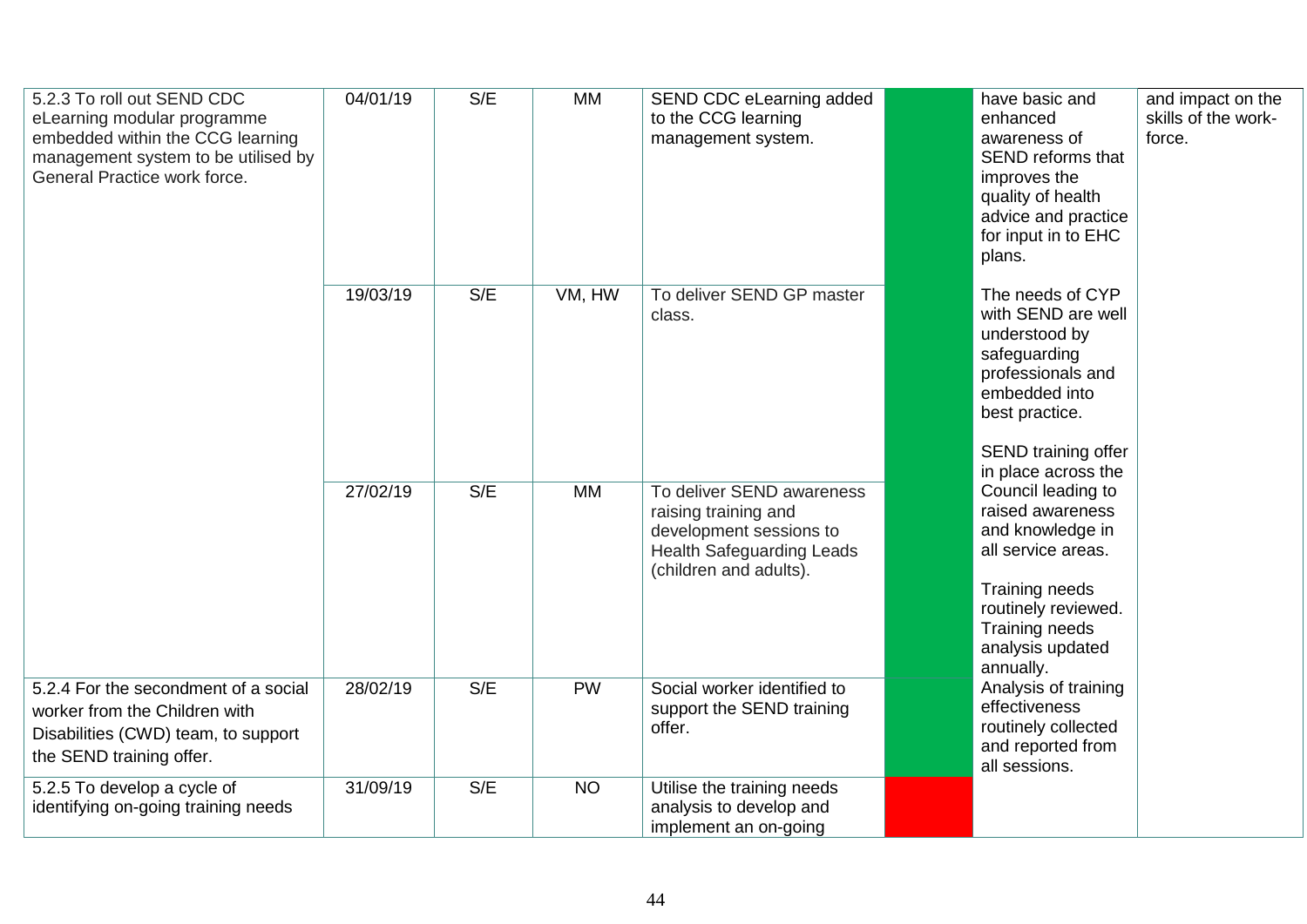| | | | | | | | |
|---|---|---|---|---|---|---|---|
| 5.2.3 To roll out SEND CDC eLearning modular programme embedded within the CCG learning management system to be utilised by General Practice work force. | 04/01/19 | S/E | MM | SEND CDC eLearning added to the CCG learning management system. | | have basic and enhanced awareness of SEND reforms that improves the quality of health advice and practice for input in to EHC plans. | and impact on the skills of the work-force. |
| | 19/03/19 | S/E | VM, HW | To deliver SEND GP master class. | | The needs of CYP with SEND are well understood by safeguarding professionals and embedded into best practice. | |
| | 27/02/19 | S/E | MM | To deliver SEND awareness raising training and development sessions to Health Safeguarding Leads (children and adults). | | SEND training offer in place across the Council leading to raised awareness and knowledge in all service areas. Training needs routinely reviewed. Training needs analysis updated annually. | |
| 5.2.4 For the secondment of a social worker from the Children with Disabilities (CWD) team, to support the SEND training offer. | 28/02/19 | S/E | PW | Social worker identified to support the SEND training offer. | | Analysis of training effectiveness routinely collected and reported from all sessions. | |
| 5.2.5 To develop a cycle of identifying on-going training needs | 31/09/19 | S/E | NO | Utilise the training needs analysis to develop and implement an on-going | | | |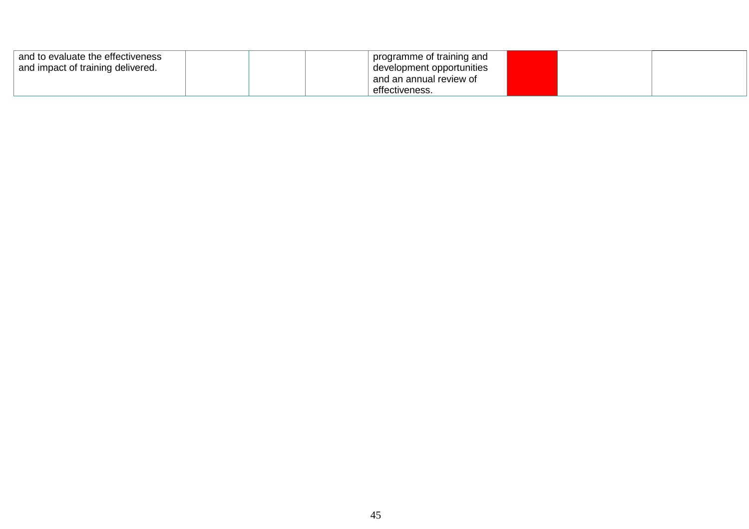| | | | | | | | |
|---|---|---|---|---|---|---|---|
| and to evaluate the effectiveness and impact of training delivered. | | | | programme of training and development opportunities and an annual review of effectiveness. | | | |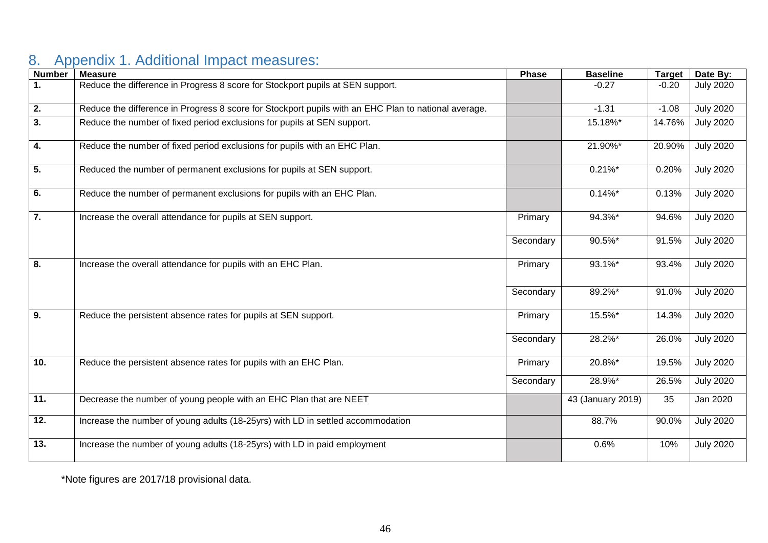## 8. Appendix 1. Additional Impact measures:

| Number | Measure | Phase | Baseline | Target | Date By: |
|---|---|---|---|---|---|
| **1.** | Reduce the difference in Progress 8 score for Stockport pupils at SEN support. | | -0.27 | -0.20 | July 2020 |
| **2.** | Reduce the difference in Progress 8 score for Stockport pupils with an EHC Plan to national average. | | -1.31 | -1.08 | July 2020 |
| **3.** | Reduce the number of fixed period exclusions for pupils at SEN support. | | 15.18%* | 14.76% | July 2020 |
| **4.** | Reduce the number of fixed period exclusions for pupils with an EHC Plan. | | 21.90%* | 20.90% | July 2020 |
| **5.** | Reduced the number of permanent exclusions for pupils at SEN support. | | 0.21%* | 0.20% | July 2020 |
| **6.** | Reduce the number of permanent exclusions for pupils with an EHC Plan. | | 0.14%* | 0.13% | July 2020 |
| **7.** | Increase the overall attendance for pupils at SEN support. | Primary | 94.3%* | 94.6% | July 2020 |
| | | Secondary | 90.5%* | 91.5% | July 2020 |
| **8.** | Increase the overall attendance for pupils with an EHC Plan. | Primary | 93.1%* | 93.4% | July 2020 |
| | | Secondary | 89.2%* | 91.0% | July 2020 |
| **9.** | Reduce the persistent absence rates for pupils at SEN support. | Primary | 15.5%* | 14.3% | July 2020 |
| | | Secondary | 28.2%* | 26.0% | July 2020 |
| **10.** | Reduce the persistent absence rates for pupils with an EHC Plan. | Primary | 20.8%* | 19.5% | July 2020 |
| | | Secondary | 28.9%* | 26.5% | July 2020 |
| **11.** | Decrease the number of young people with an EHC Plan that are NEET | | 43 (January 2019) | 35 | Jan 2020 |
| **12.** | Increase the number of young adults (18-25yrs) with LD in settled accommodation | | 88.7% | 90.0% | July 2020 |
| **13.** | Increase the number of young adults (18-25yrs) with LD in paid employment | | 0.6% | 10% | July 2020 |

*Note figures are 2017/18 provisional data.